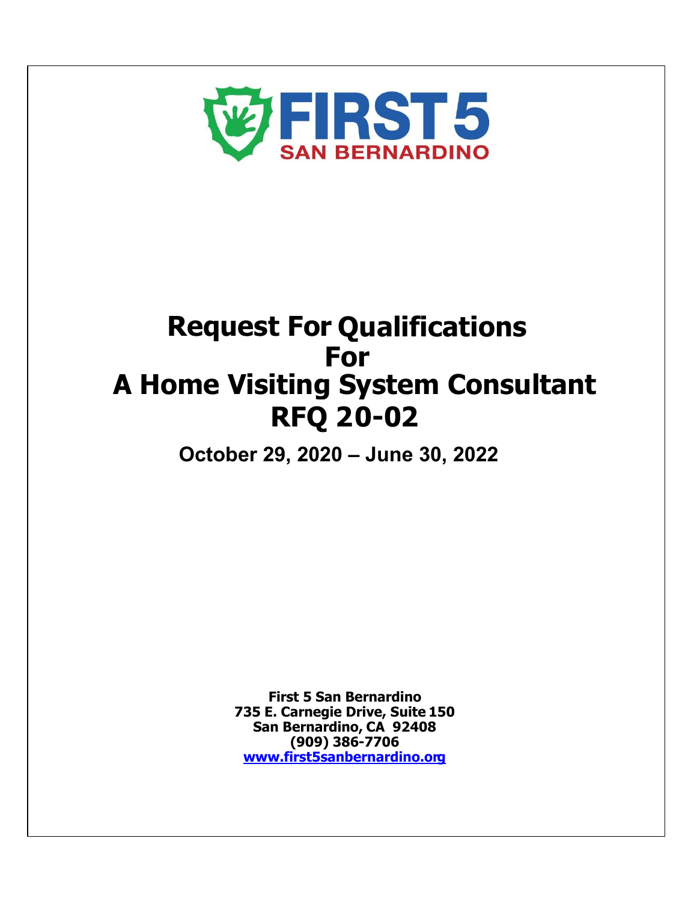FIRST 5 SAN BERNARDINO

# Request For Qualifications For A Home Visiting System Consultant RFQ 20-02

**October 29, 2020 – June 30, 2022**

**First 5 San Bernardino**
**735 E. Carnegie Drive, Suite 150**
**San Bernardino, CA 92408**
**(909) 386-7706**
**www.first5sanbernardino.org**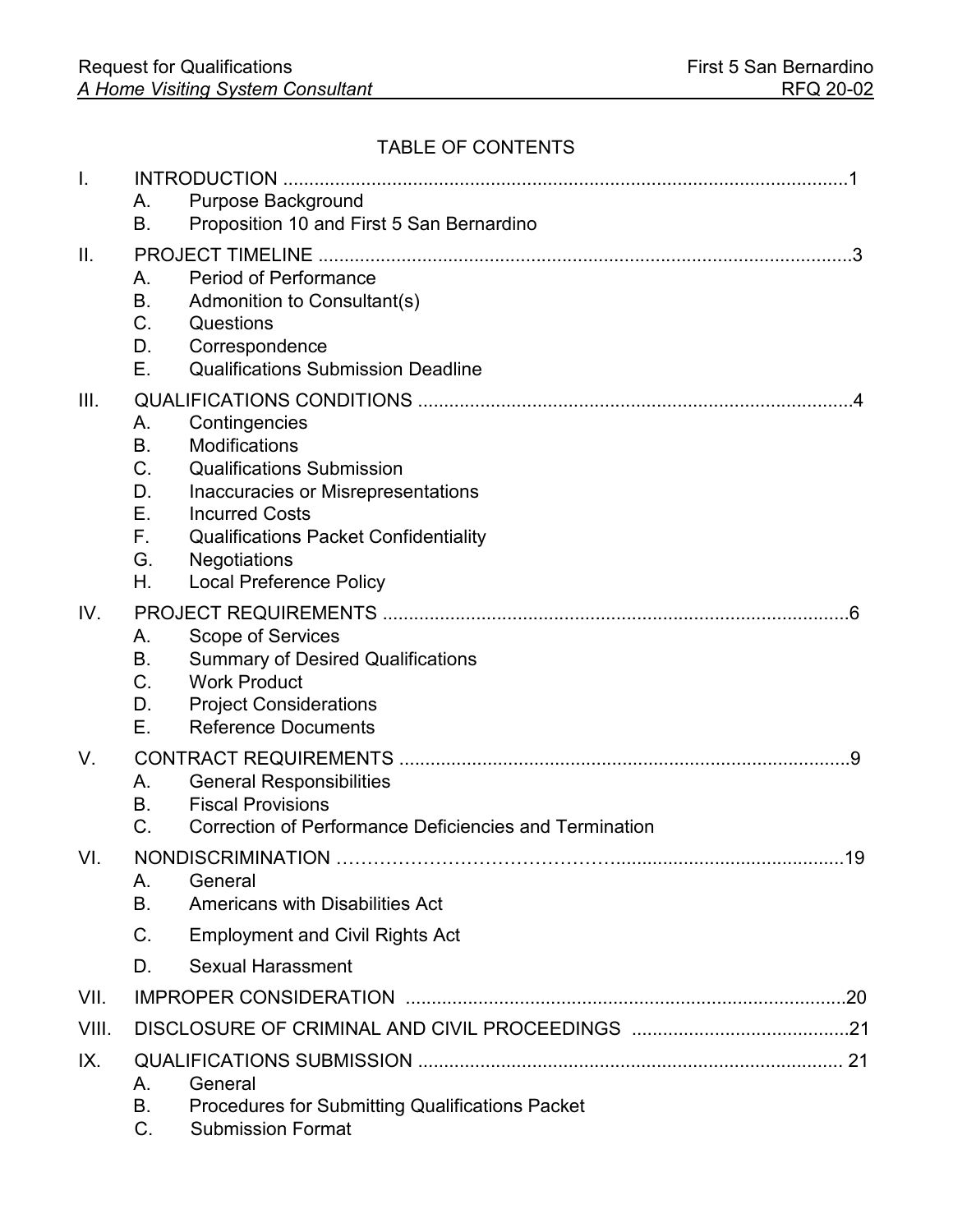TABLE OF CONTENTS

I. INTRODUCTION ....................................................................................................1
   A. Purpose Background
   B. Proposition 10 and First 5 San Bernardino

II. PROJECT TIMELINE ..............................................................................................3
   A. Period of Performance
   B. Admonition to Consultant(s)
   C. Questions
   D. Correspondence
   E. Qualifications Submission Deadline

III. QUALIFICATIONS CONDITIONS ...........................................................................4
   A. Contingencies
   B. Modifications
   C. Qualifications Submission
   D. Inaccuracies or Misrepresentations
   E. Incurred Costs
   F. Qualifications Packet Confidentiality
   G. Negotiations
   H. Local Preference Policy

IV. PROJECT REQUIREMENTS ..................................................................................6
   A. Scope of Services
   B. Summary of Desired Qualifications
   C. Work Product
   D. Project Considerations
   E. Reference Documents

V. CONTRACT REQUIREMENTS ...............................................................................9
   A. General Responsibilities
   B. Fiscal Provisions
   C. Correction of Performance Deficiencies and Termination

VI. NONDISCRIMINATION ……………………………………….........................................19
   A. General
   B. Americans with Disabilities Act
   C. Employment and Civil Rights Act
   D. Sexual Harassment

VII. IMPROPER CONSIDERATION ..........................................................................20

VIII. DISCLOSURE OF CRIMINAL AND CIVIL PROCEEDINGS ...................................21

IX. QUALIFICATIONS SUBMISSION ...................................................................... 21
   A. General
   B. Procedures for Submitting Qualifications Packet
   C. Submission Format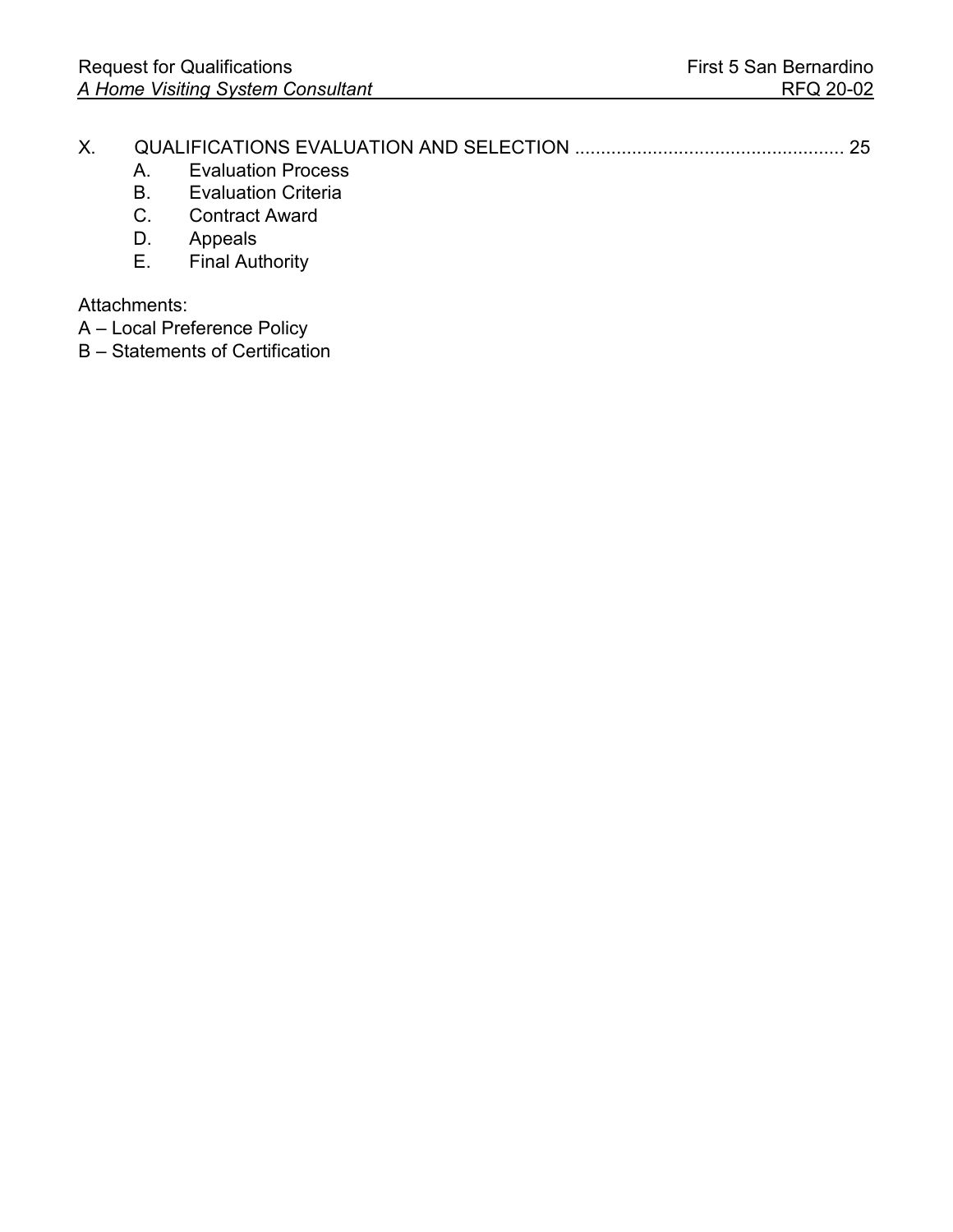X. QUALIFICATIONS EVALUATION AND SELECTION .................................................... 25

   A. Evaluation Process
   B. Evaluation Criteria
   C. Contract Award
   D. Appeals
   E. Final Authority

Attachments:

A – Local Preference Policy

B – Statements of Certification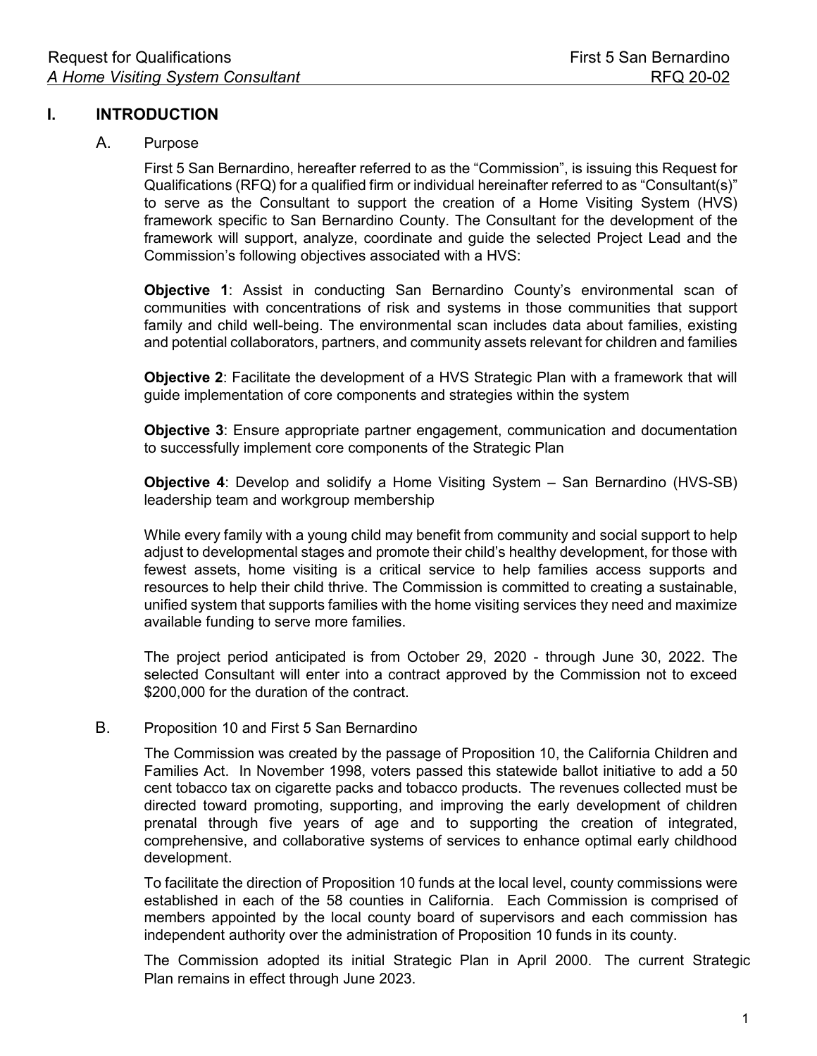## I. INTRODUCTION

### A. Purpose

First 5 San Bernardino, hereafter referred to as the "Commission", is issuing this Request for Qualifications (RFQ) for a qualified firm or individual hereinafter referred to as "Consultant(s)" to serve as the Consultant to support the creation of a Home Visiting System (HVS) framework specific to San Bernardino County. The Consultant for the development of the framework will support, analyze, coordinate and guide the selected Project Lead and the Commission's following objectives associated with a HVS:

**Objective 1**: Assist in conducting San Bernardino County's environmental scan of communities with concentrations of risk and systems in those communities that support family and child well-being. The environmental scan includes data about families, existing and potential collaborators, partners, and community assets relevant for children and families

**Objective 2**: Facilitate the development of a HVS Strategic Plan with a framework that will guide implementation of core components and strategies within the system

**Objective 3**: Ensure appropriate partner engagement, communication and documentation to successfully implement core components of the Strategic Plan

**Objective 4**: Develop and solidify a Home Visiting System – San Bernardino (HVS-SB) leadership team and workgroup membership

While every family with a young child may benefit from community and social support to help adjust to developmental stages and promote their child's healthy development, for those with fewest assets, home visiting is a critical service to help families access supports and resources to help their child thrive. The Commission is committed to creating a sustainable, unified system that supports families with the home visiting services they need and maximize available funding to serve more families.

The project period anticipated is from October 29, 2020 - through June 30, 2022. The selected Consultant will enter into a contract approved by the Commission not to exceed $200,000 for the duration of the contract.

### B. Proposition 10 and First 5 San Bernardino

The Commission was created by the passage of Proposition 10, the California Children and Families Act. In November 1998, voters passed this statewide ballot initiative to add a 50 cent tobacco tax on cigarette packs and tobacco products. The revenues collected must be directed toward promoting, supporting, and improving the early development of children prenatal through five years of age and to supporting the creation of integrated, comprehensive, and collaborative systems of services to enhance optimal early childhood development.

To facilitate the direction of Proposition 10 funds at the local level, county commissions were established in each of the 58 counties in California. Each Commission is comprised of members appointed by the local county board of supervisors and each commission has independent authority over the administration of Proposition 10 funds in its county.

The Commission adopted its initial Strategic Plan in April 2000. The current Strategic Plan remains in effect through June 2023.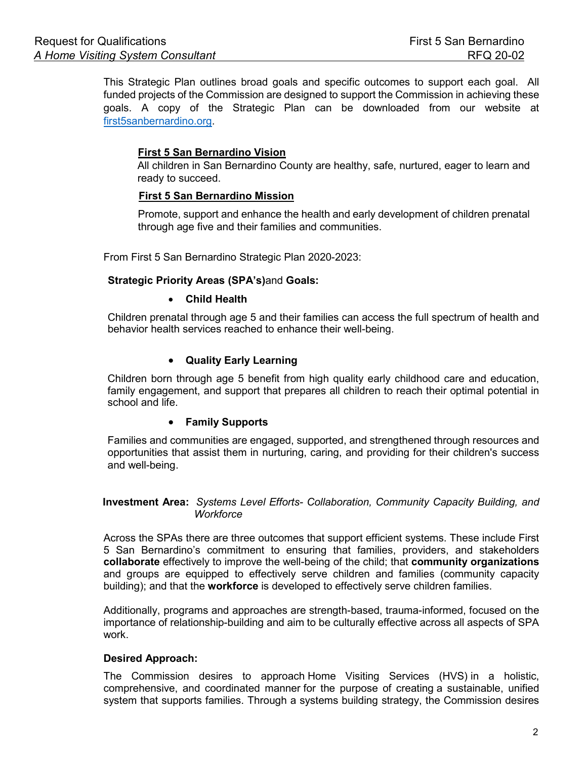This Strategic Plan outlines broad goals and specific outcomes to support each goal. All funded projects of the Commission are designed to support the Commission in achieving these goals. A copy of the Strategic Plan can be downloaded from our website at [first5sanbernardino.org](first5sanbernardino.org).

**First 5 San Bernardino Vision**

All children in San Bernardino County are healthy, safe, nurtured, eager to learn and ready to succeed.

**First 5 San Bernardino Mission**

Promote, support and enhance the health and early development of children prenatal through age five and their families and communities.

From First 5 San Bernardino Strategic Plan 2020-2023:

**Strategic Priority Areas (SPA's)**and **Goals:**

- **Child Health**

Children prenatal through age 5 and their families can access the full spectrum of health and behavior health services reached to enhance their well-being.

- **Quality Early Learning**

Children born through age 5 benefit from high quality early childhood care and education, family engagement, and support that prepares all children to reach their optimal potential in school and life.

- **Family Supports**

Families and communities are engaged, supported, and strengthened through resources and opportunities that assist them in nurturing, caring, and providing for their children's success and well-being.

**Investment Area:** *Systems Level Efforts- Collaboration, Community Capacity Building, and Workforce*

Across the SPAs there are three outcomes that support efficient systems. These include First 5 San Bernardino's commitment to ensuring that families, providers, and stakeholders **collaborate** effectively to improve the well-being of the child; that **community organizations** and groups are equipped to effectively serve children and families (community capacity building); and that the **workforce** is developed to effectively serve children families.

Additionally, programs and approaches are strength-based, trauma-informed, focused on the importance of relationship-building and aim to be culturally effective across all aspects of SPA work.

**Desired Approach:**

The Commission desires to approach Home Visiting Services (HVS) in a holistic, comprehensive, and coordinated manner for the purpose of creating a sustainable, unified system that supports families. Through a systems building strategy, the Commission desires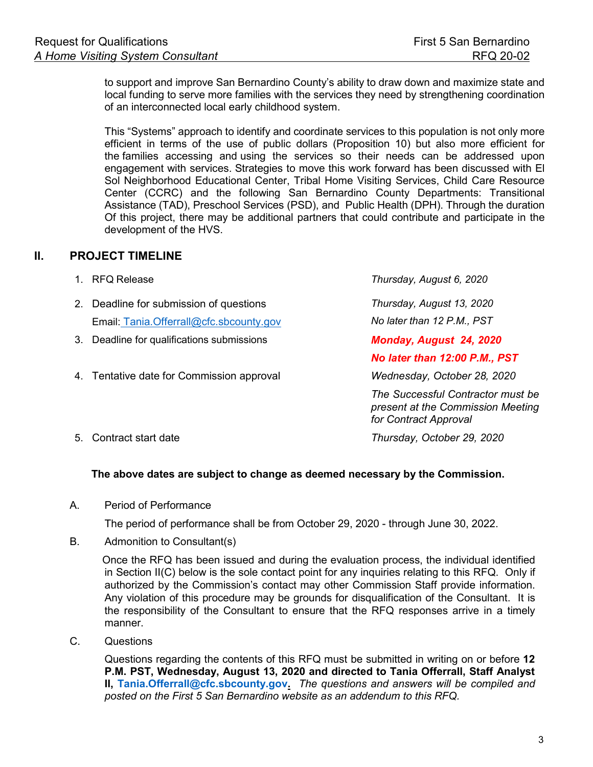to support and improve San Bernardino County's ability to draw down and maximize state and local funding to serve more families with the services they need by strengthening coordination of an interconnected local early childhood system.

This "Systems" approach to identify and coordinate services to this population is not only more efficient in terms of the use of public dollars (Proposition 10) but also more efficient for the families accessing and using the services so their needs can be addressed upon engagement with services. Strategies to move this work forward has been discussed with El Sol Neighborhood Educational Center, Tribal Home Visiting Services, Child Care Resource Center (CCRC) and the following San Bernardino County Departments: Transitional Assistance (TAD), Preschool Services (PSD), and Public Health (DPH). Through the duration Of this project, there may be additional partners that could contribute and participate in the development of the HVS.

## II. PROJECT TIMELINE

| | |
|---|---|
| 1. RFQ Release | *Thursday, August 6, 2020* |
| 2. Deadline for submission of questions<br>Email: Tania.Offerrall@cfc.sbcounty.gov | *Thursday, August 13, 2020*<br>*No later than 12 P.M., PST* |
| 3. Deadline for qualifications submissions | ***Monday, August 24, 2020***<br>***No later than 12:00 P.M., PST*** |
| 4. Tentative date for Commission approval | *Wednesday, October 28, 2020*<br>*The Successful Contractor must be present at the Commission Meeting for Contract Approval* |
| 5. Contract start date | *Thursday, October 29, 2020* |

**The above dates are subject to change as deemed necessary by the Commission.**

A. Period of Performance

The period of performance shall be from October 29, 2020 - through June 30, 2022.

B. Admonition to Consultant(s)

Once the RFQ has been issued and during the evaluation process, the individual identified in Section II(C) below is the sole contact point for any inquiries relating to this RFQ. Only if authorized by the Commission's contact may other Commission Staff provide information. Any violation of this procedure may be grounds for disqualification of the Consultant. It is the responsibility of the Consultant to ensure that the RFQ responses arrive in a timely manner.

C. Questions

Questions regarding the contents of this RFQ must be submitted in writing on or before **12 P.M. PST, Wednesday, August 13, 2020 and directed to Tania Offerrall, Staff Analyst II, Tania.Offerrall@cfc.sbcounty.gov.** *The questions and answers will be compiled and posted on the First 5 San Bernardino website as an addendum to this RFQ.*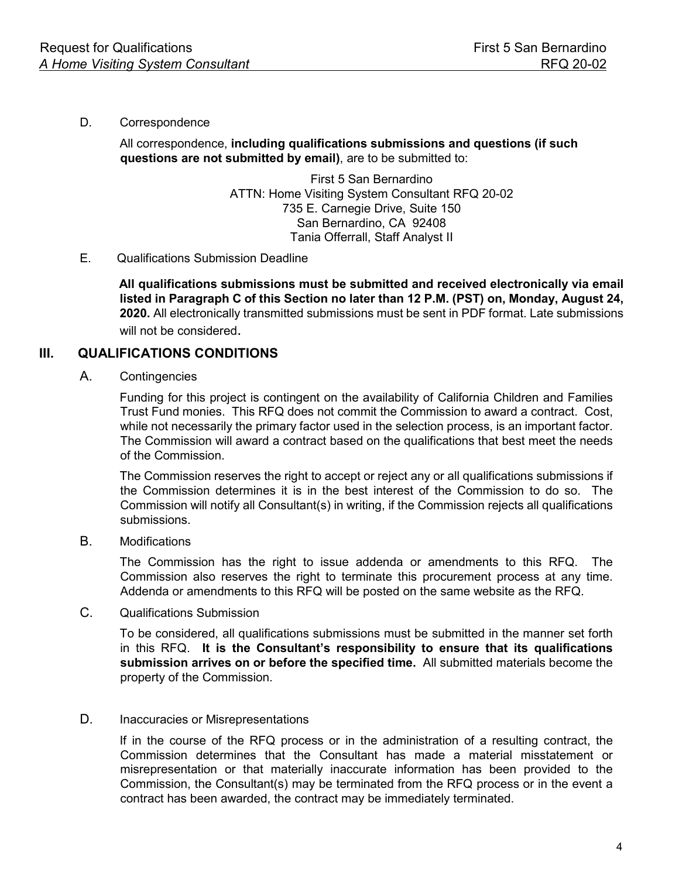D. Correspondence

All correspondence, **including qualifications submissions and questions (if such questions are not submitted by email)**, are to be submitted to:

First 5 San Bernardino
ATTN: Home Visiting System Consultant RFQ 20-02
735 E. Carnegie Drive, Suite 150
San Bernardino, CA 92408
Tania Offerrall, Staff Analyst II

E. Qualifications Submission Deadline

**All qualifications submissions must be submitted and received electronically via email listed in Paragraph C of this Section no later than 12 P.M. (PST) on, Monday, August 24, 2020.** All electronically transmitted submissions must be sent in PDF format. Late submissions will not be considered.

## III. QUALIFICATIONS CONDITIONS

A. Contingencies

Funding for this project is contingent on the availability of California Children and Families Trust Fund monies. This RFQ does not commit the Commission to award a contract. Cost, while not necessarily the primary factor used in the selection process, is an important factor. The Commission will award a contract based on the qualifications that best meet the needs of the Commission.

The Commission reserves the right to accept or reject any or all qualifications submissions if the Commission determines it is in the best interest of the Commission to do so. The Commission will notify all Consultant(s) in writing, if the Commission rejects all qualifications submissions.

B. Modifications

The Commission has the right to issue addenda or amendments to this RFQ. The Commission also reserves the right to terminate this procurement process at any time. Addenda or amendments to this RFQ will be posted on the same website as the RFQ.

C. Qualifications Submission

To be considered, all qualifications submissions must be submitted in the manner set forth in this RFQ. **It is the Consultant's responsibility to ensure that its qualifications submission arrives on or before the specified time.** All submitted materials become the property of the Commission.

D. Inaccuracies or Misrepresentations

If in the course of the RFQ process or in the administration of a resulting contract, the Commission determines that the Consultant has made a material misstatement or misrepresentation or that materially inaccurate information has been provided to the Commission, the Consultant(s) may be terminated from the RFQ process or in the event a contract has been awarded, the contract may be immediately terminated.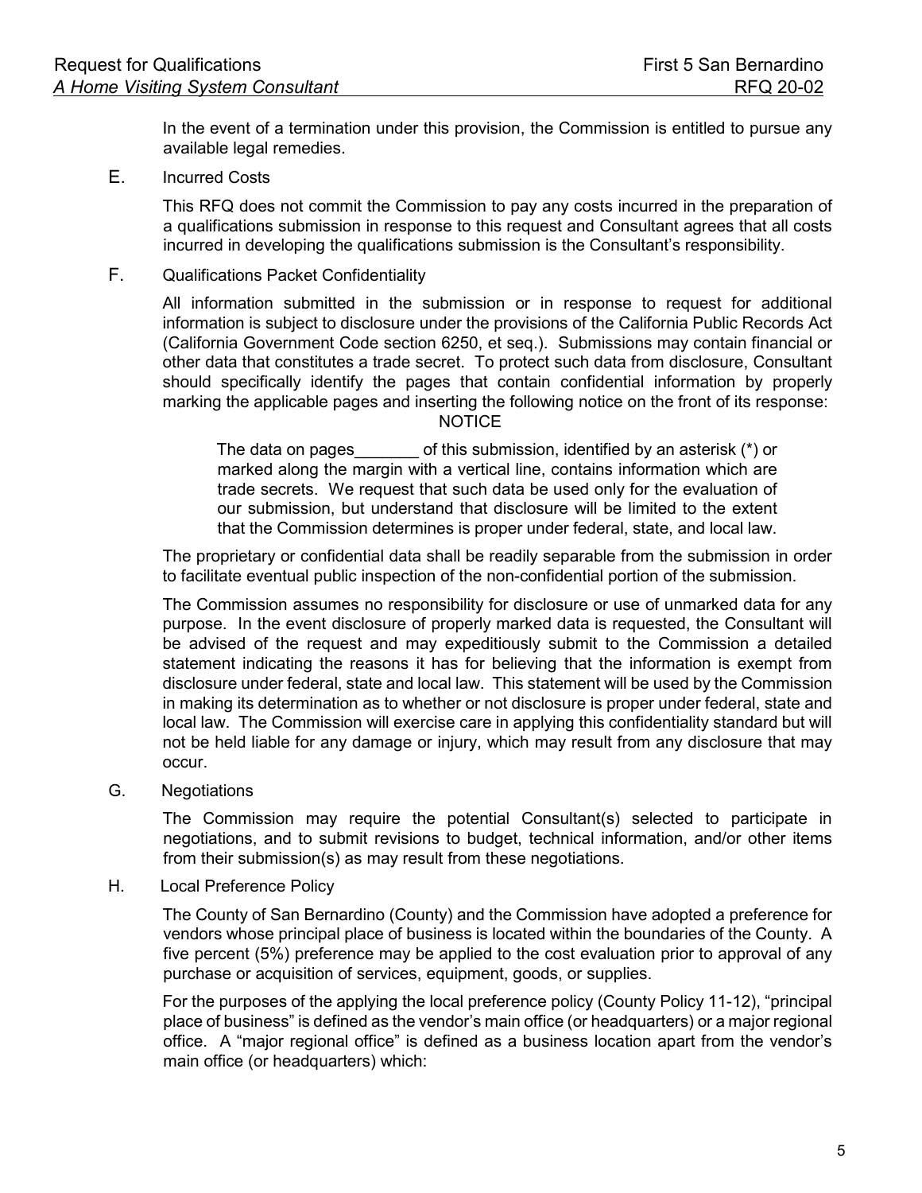In the event of a termination under this provision, the Commission is entitled to pursue any available legal remedies.

## E. Incurred Costs

This RFQ does not commit the Commission to pay any costs incurred in the preparation of a qualifications submission in response to this request and Consultant agrees that all costs incurred in developing the qualifications submission is the Consultant's responsibility.

## F. Qualifications Packet Confidentiality

All information submitted in the submission or in response to request for additional information is subject to disclosure under the provisions of the California Public Records Act (California Government Code section 6250, et seq.). Submissions may contain financial or other data that constitutes a trade secret. To protect such data from disclosure, Consultant should specifically identify the pages that contain confidential information by properly marking the applicable pages and inserting the following notice on the front of its response:

NOTICE

> The data on pages_______ of this submission, identified by an asterisk (*) or marked along the margin with a vertical line, contains information which are trade secrets. We request that such data be used only for the evaluation of our submission, but understand that disclosure will be limited to the extent that the Commission determines is proper under federal, state, and local law.

The proprietary or confidential data shall be readily separable from the submission in order to facilitate eventual public inspection of the non-confidential portion of the submission.

The Commission assumes no responsibility for disclosure or use of unmarked data for any purpose. In the event disclosure of properly marked data is requested, the Consultant will be advised of the request and may expeditiously submit to the Commission a detailed statement indicating the reasons it has for believing that the information is exempt from disclosure under federal, state and local law. This statement will be used by the Commission in making its determination as to whether or not disclosure is proper under federal, state and local law. The Commission will exercise care in applying this confidentiality standard but will not be held liable for any damage or injury, which may result from any disclosure that may occur.

## G. Negotiations

The Commission may require the potential Consultant(s) selected to participate in negotiations, and to submit revisions to budget, technical information, and/or other items from their submission(s) as may result from these negotiations.

## H. Local Preference Policy

The County of San Bernardino (County) and the Commission have adopted a preference for vendors whose principal place of business is located within the boundaries of the County. A five percent (5%) preference may be applied to the cost evaluation prior to approval of any purchase or acquisition of services, equipment, goods, or supplies.

For the purposes of the applying the local preference policy (County Policy 11-12), "principal place of business" is defined as the vendor's main office (or headquarters) or a major regional office. A "major regional office" is defined as a business location apart from the vendor's main office (or headquarters) which: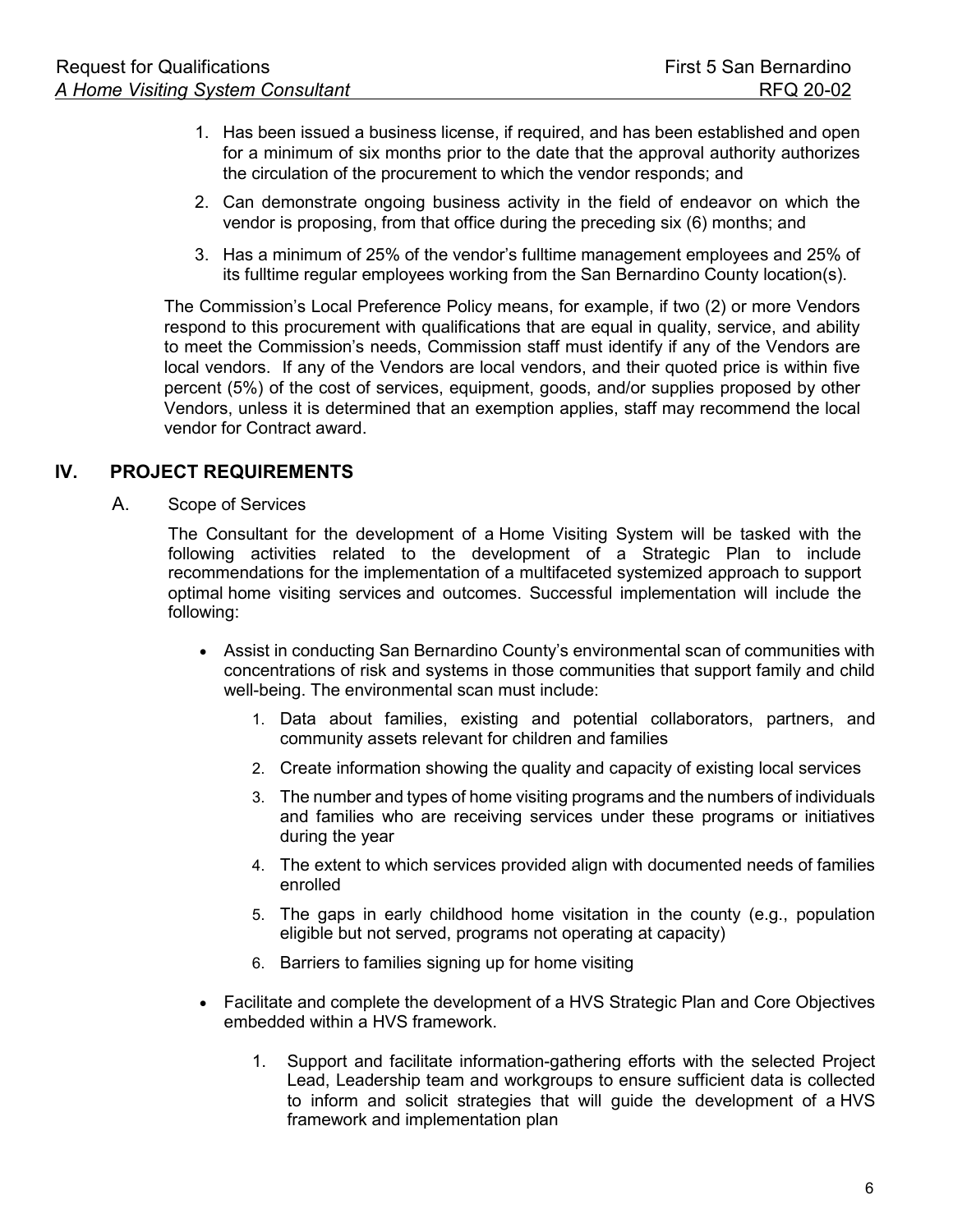1. Has been issued a business license, if required, and has been established and open for a minimum of six months prior to the date that the approval authority authorizes the circulation of the procurement to which the vendor responds; and
2. Can demonstrate ongoing business activity in the field of endeavor on which the vendor is proposing, from that office during the preceding six (6) months; and
3. Has a minimum of 25% of the vendor's fulltime management employees and 25% of its fulltime regular employees working from the San Bernardino County location(s).

The Commission's Local Preference Policy means, for example, if two (2) or more Vendors respond to this procurement with qualifications that are equal in quality, service, and ability to meet the Commission's needs, Commission staff must identify if any of the Vendors are local vendors. If any of the Vendors are local vendors, and their quoted price is within five percent (5%) of the cost of services, equipment, goods, and/or supplies proposed by other Vendors, unless it is determined that an exemption applies, staff may recommend the local vendor for Contract award.

## IV. PROJECT REQUIREMENTS

### A. Scope of Services

The Consultant for the development of a Home Visiting System will be tasked with the following activities related to the development of a Strategic Plan to include recommendations for the implementation of a multifaceted systemized approach to support optimal home visiting services and outcomes. Successful implementation will include the following:

- Assist in conducting San Bernardino County's environmental scan of communities with concentrations of risk and systems in those communities that support family and child well-being. The environmental scan must include:
  1. Data about families, existing and potential collaborators, partners, and community assets relevant for children and families
  2. Create information showing the quality and capacity of existing local services
  3. The number and types of home visiting programs and the numbers of individuals and families who are receiving services under these programs or initiatives during the year
  4. The extent to which services provided align with documented needs of families enrolled
  5. The gaps in early childhood home visitation in the county (e.g., population eligible but not served, programs not operating at capacity)
  6. Barriers to families signing up for home visiting
- Facilitate and complete the development of a HVS Strategic Plan and Core Objectives embedded within a HVS framework.
  1. Support and facilitate information-gathering efforts with the selected Project Lead, Leadership team and workgroups to ensure sufficient data is collected to inform and solicit strategies that will guide the development of a HVS framework and implementation plan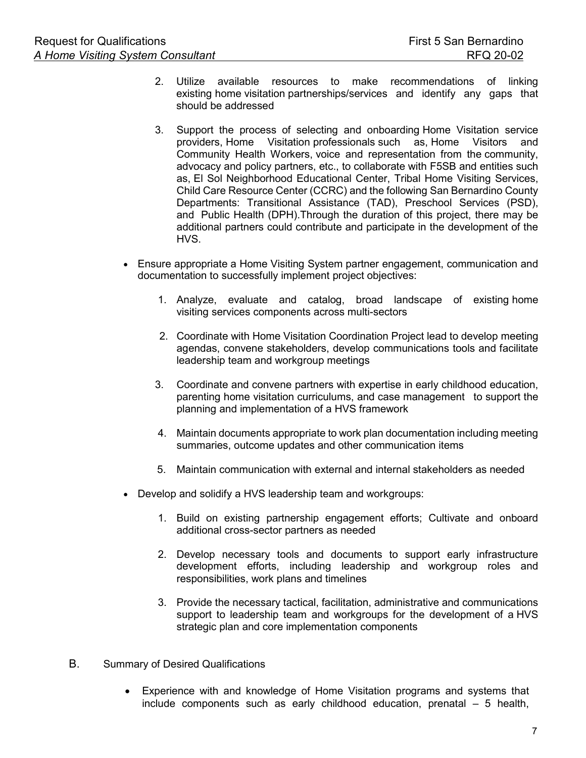2. Utilize available resources to make recommendations of linking existing home visitation partnerships/services and identify any gaps that should be addressed

3. Support the process of selecting and onboarding Home Visitation service providers, Home Visitation professionals such as, Home Visitors and Community Health Workers, voice and representation from the community, advocacy and policy partners, etc., to collaborate with F5SB and entities such as, El Sol Neighborhood Educational Center, Tribal Home Visiting Services, Child Care Resource Center (CCRC) and the following San Bernardino County Departments: Transitional Assistance (TAD), Preschool Services (PSD), and Public Health (DPH).Through the duration of this project, there may be additional partners could contribute and participate in the development of the HVS.

- Ensure appropriate a Home Visiting System partner engagement, communication and documentation to successfully implement project objectives:

  1. Analyze, evaluate and catalog, broad landscape of existing home visiting services components across multi-sectors
  2. Coordinate with Home Visitation Coordination Project lead to develop meeting agendas, convene stakeholders, develop communications tools and facilitate leadership team and workgroup meetings
  3. Coordinate and convene partners with expertise in early childhood education, parenting home visitation curriculums, and case management to support the planning and implementation of a HVS framework
  4. Maintain documents appropriate to work plan documentation including meeting summaries, outcome updates and other communication items
  5. Maintain communication with external and internal stakeholders as needed

- Develop and solidify a HVS leadership team and workgroups:

  1. Build on existing partnership engagement efforts; Cultivate and onboard additional cross-sector partners as needed
  2. Develop necessary tools and documents to support early infrastructure development efforts, including leadership and workgroup roles and responsibilities, work plans and timelines
  3. Provide the necessary tactical, facilitation, administrative and communications support to leadership team and workgroups for the development of a HVS strategic plan and core implementation components

B. Summary of Desired Qualifications

- Experience with and knowledge of Home Visitation programs and systems that include components such as early childhood education, prenatal – 5 health,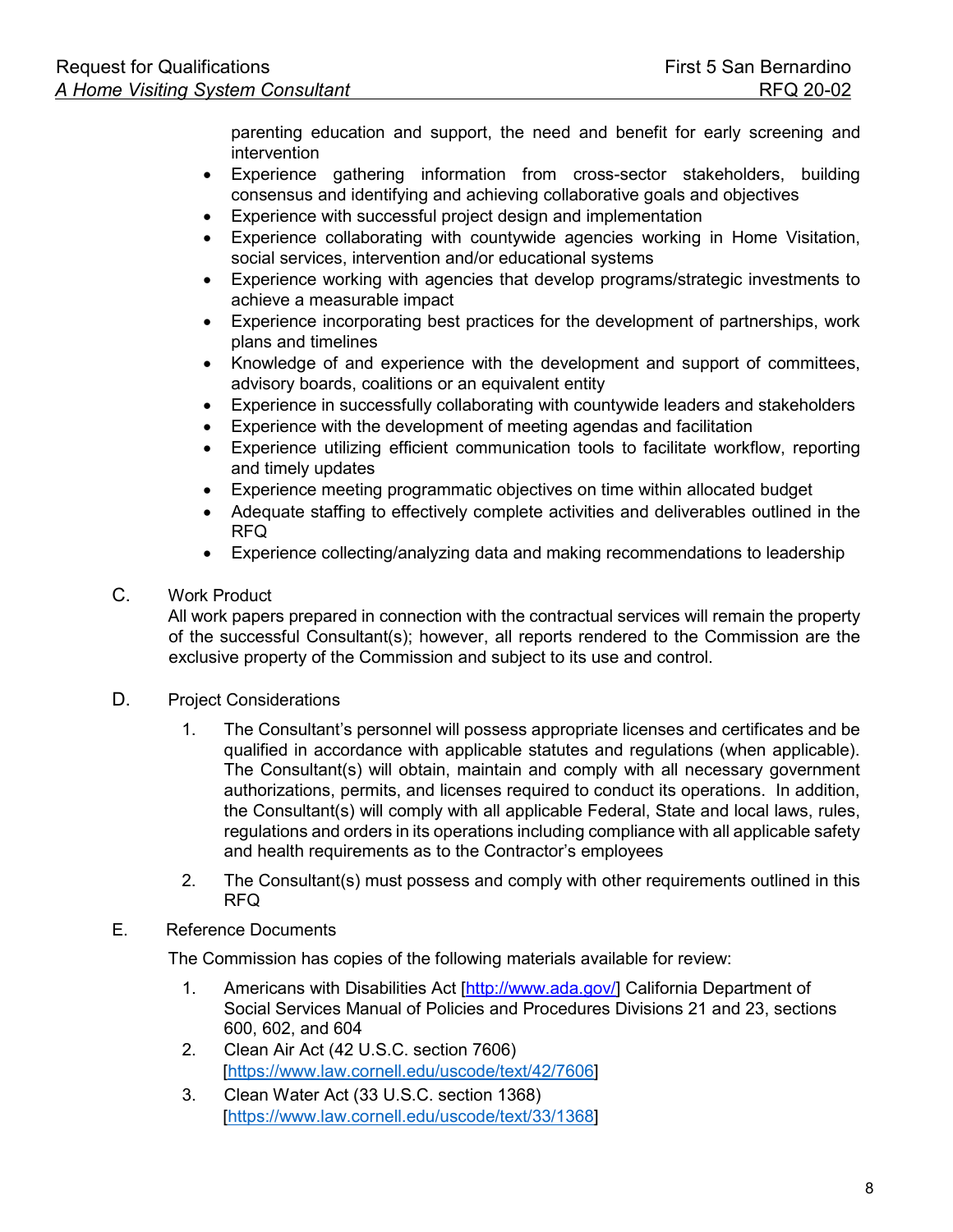parenting education and support, the need and benefit for early screening and intervention

- Experience gathering information from cross-sector stakeholders, building consensus and identifying and achieving collaborative goals and objectives
- Experience with successful project design and implementation
- Experience collaborating with countywide agencies working in Home Visitation, social services, intervention and/or educational systems
- Experience working with agencies that develop programs/strategic investments to achieve a measurable impact
- Experience incorporating best practices for the development of partnerships, work plans and timelines
- Knowledge of and experience with the development and support of committees, advisory boards, coalitions or an equivalent entity
- Experience in successfully collaborating with countywide leaders and stakeholders
- Experience with the development of meeting agendas and facilitation
- Experience utilizing efficient communication tools to facilitate workflow, reporting and timely updates
- Experience meeting programmatic objectives on time within allocated budget
- Adequate staffing to effectively complete activities and deliverables outlined in the RFQ
- Experience collecting/analyzing data and making recommendations to leadership

C. Work Product

All work papers prepared in connection with the contractual services will remain the property of the successful Consultant(s); however, all reports rendered to the Commission are the exclusive property of the Commission and subject to its use and control.

D. Project Considerations

1. The Consultant's personnel will possess appropriate licenses and certificates and be qualified in accordance with applicable statutes and regulations (when applicable). The Consultant(s) will obtain, maintain and comply with all necessary government authorizations, permits, and licenses required to conduct its operations. In addition, the Consultant(s) will comply with all applicable Federal, State and local laws, rules, regulations and orders in its operations including compliance with all applicable safety and health requirements as to the Contractor's employees
2. The Consultant(s) must possess and comply with other requirements outlined in this RFQ

E. Reference Documents

The Commission has copies of the following materials available for review:

1. Americans with Disabilities Act [http://www.ada.gov/] California Department of Social Services Manual of Policies and Procedures Divisions 21 and 23, sections 600, 602, and 604
2. Clean Air Act (42 U.S.C. section 7606) [https://www.law.cornell.edu/uscode/text/42/7606]
3. Clean Water Act (33 U.S.C. section 1368) [https://www.law.cornell.edu/uscode/text/33/1368]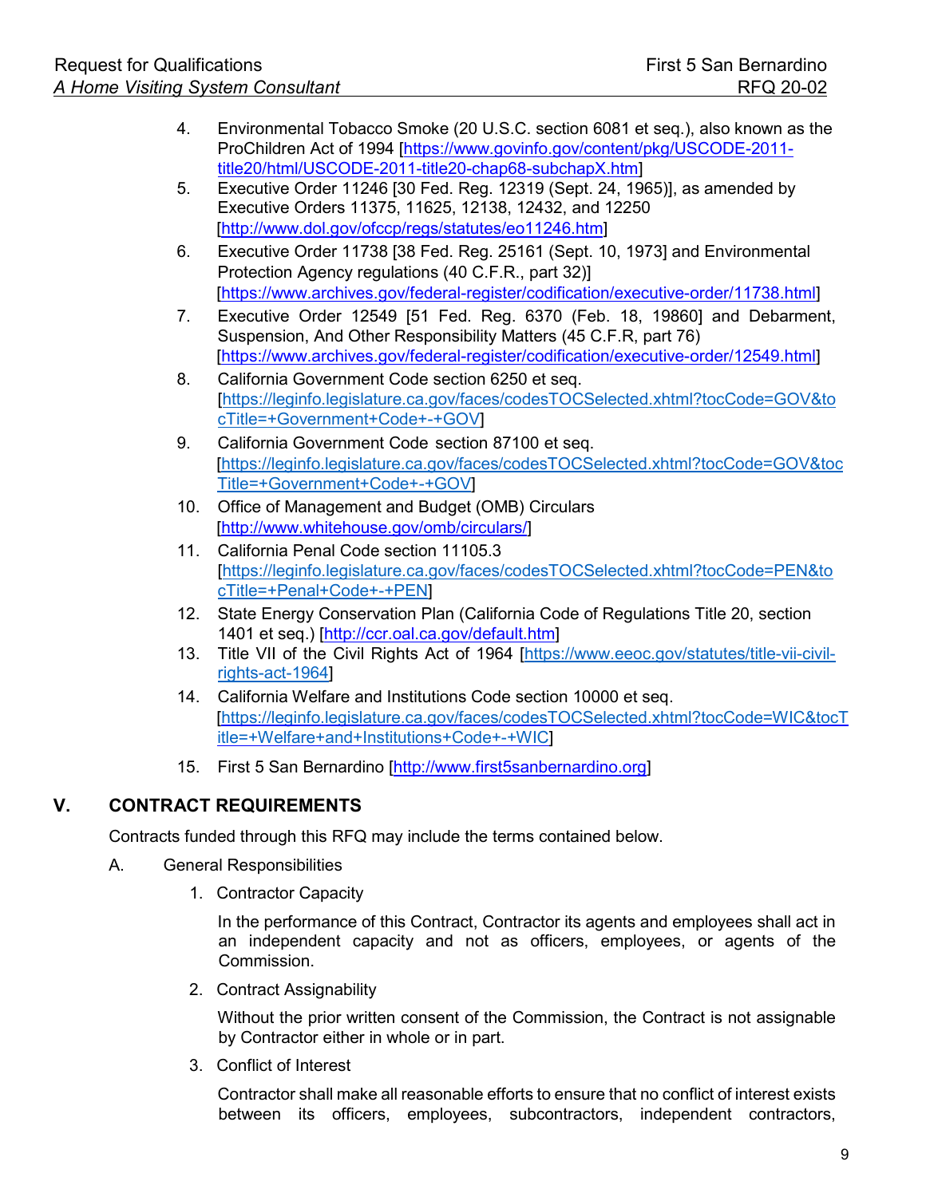4. Environmental Tobacco Smoke (20 U.S.C. section 6081 et seq.), also known as the ProChildren Act of 1994 [https://www.govinfo.gov/content/pkg/USCODE-2011-title20/html/USCODE-2011-title20-chap68-subchapX.htm]
5. Executive Order 11246 [30 Fed. Reg. 12319 (Sept. 24, 1965)], as amended by Executive Orders 11375, 11625, 12138, 12432, and 12250 [http://www.dol.gov/ofccp/regs/statutes/eo11246.htm]
6. Executive Order 11738 [38 Fed. Reg. 25161 (Sept. 10, 1973] and Environmental Protection Agency regulations (40 C.F.R., part 32)] [https://www.archives.gov/federal-register/codification/executive-order/11738.html]
7. Executive Order 12549 [51 Fed. Reg. 6370 (Feb. 18, 19860] and Debarment, Suspension, And Other Responsibility Matters (45 C.F.R, part 76) [https://www.archives.gov/federal-register/codification/executive-order/12549.html]
8. California Government Code section 6250 et seq. [https://leginfo.legislature.ca.gov/faces/codesTOCSelected.xhtml?tocCode=GOV&tocTitle=+Government+Code+-+GOV]
9. California Government Code section 87100 et seq. [https://leginfo.legislature.ca.gov/faces/codesTOCSelected.xhtml?tocCode=GOV&tocTitle=+Government+Code+-+GOV]
10. Office of Management and Budget (OMB) Circulars [http://www.whitehouse.gov/omb/circulars/]
11. California Penal Code section 11105.3 [https://leginfo.legislature.ca.gov/faces/codesTOCSelected.xhtml?tocCode=PEN&tocTitle=+Penal+Code+-+PEN]
12. State Energy Conservation Plan (California Code of Regulations Title 20, section 1401 et seq.) [http://ccr.oal.ca.gov/default.htm]
13. Title VII of the Civil Rights Act of 1964 [https://www.eeoc.gov/statutes/title-vii-civil-rights-act-1964]
14. California Welfare and Institutions Code section 10000 et seq. [https://leginfo.legislature.ca.gov/faces/codesTOCSelected.xhtml?tocCode=WIC&tocTitle=+Welfare+and+Institutions+Code+-+WIC]
15. First 5 San Bernardino [http://www.first5sanbernardino.org]

## V. CONTRACT REQUIREMENTS

Contracts funded through this RFQ may include the terms contained below.

A. General Responsibilities

1. Contractor Capacity

   In the performance of this Contract, Contractor its agents and employees shall act in an independent capacity and not as officers, employees, or agents of the Commission.

2. Contract Assignability

   Without the prior written consent of the Commission, the Contract is not assignable by Contractor either in whole or in part.

3. Conflict of Interest

   Contractor shall make all reasonable efforts to ensure that no conflict of interest exists between its officers, employees, subcontractors, independent contractors,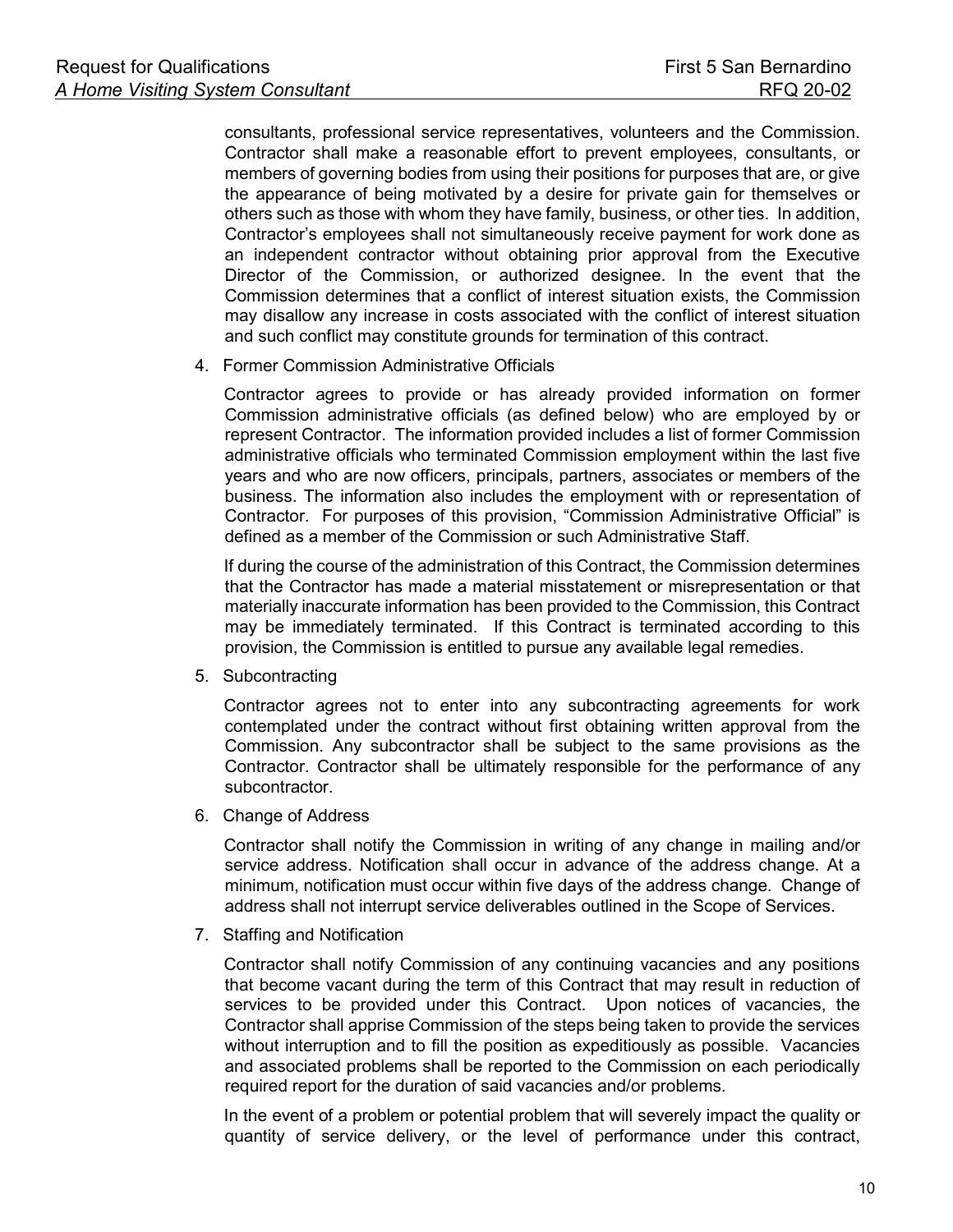consultants, professional service representatives, volunteers and the Commission. Contractor shall make a reasonable effort to prevent employees, consultants, or members of governing bodies from using their positions for purposes that are, or give the appearance of being motivated by a desire for private gain for themselves or others such as those with whom they have family, business, or other ties. In addition, Contractor's employees shall not simultaneously receive payment for work done as an independent contractor without obtaining prior approval from the Executive Director of the Commission, or authorized designee. In the event that the Commission determines that a conflict of interest situation exists, the Commission may disallow any increase in costs associated with the conflict of interest situation and such conflict may constitute grounds for termination of this contract.

4. Former Commission Administrative Officials

   Contractor agrees to provide or has already provided information on former Commission administrative officials (as defined below) who are employed by or represent Contractor. The information provided includes a list of former Commission administrative officials who terminated Commission employment within the last five years and who are now officers, principals, partners, associates or members of the business. The information also includes the employment with or representation of Contractor. For purposes of this provision, "Commission Administrative Official" is defined as a member of the Commission or such Administrative Staff.

   If during the course of the administration of this Contract, the Commission determines that the Contractor has made a material misstatement or misrepresentation or that materially inaccurate information has been provided to the Commission, this Contract may be immediately terminated. If this Contract is terminated according to this provision, the Commission is entitled to pursue any available legal remedies.

5. Subcontracting

   Contractor agrees not to enter into any subcontracting agreements for work contemplated under the contract without first obtaining written approval from the Commission. Any subcontractor shall be subject to the same provisions as the Contractor. Contractor shall be ultimately responsible for the performance of any subcontractor.

6. Change of Address

   Contractor shall notify the Commission in writing of any change in mailing and/or service address. Notification shall occur in advance of the address change. At a minimum, notification must occur within five days of the address change. Change of address shall not interrupt service deliverables outlined in the Scope of Services.

7. Staffing and Notification

   Contractor shall notify Commission of any continuing vacancies and any positions that become vacant during the term of this Contract that may result in reduction of services to be provided under this Contract. Upon notices of vacancies, the Contractor shall apprise Commission of the steps being taken to provide the services without interruption and to fill the position as expeditiously as possible. Vacancies and associated problems shall be reported to the Commission on each periodically required report for the duration of said vacancies and/or problems.

   In the event of a problem or potential problem that will severely impact the quality or quantity of service delivery, or the level of performance under this contract,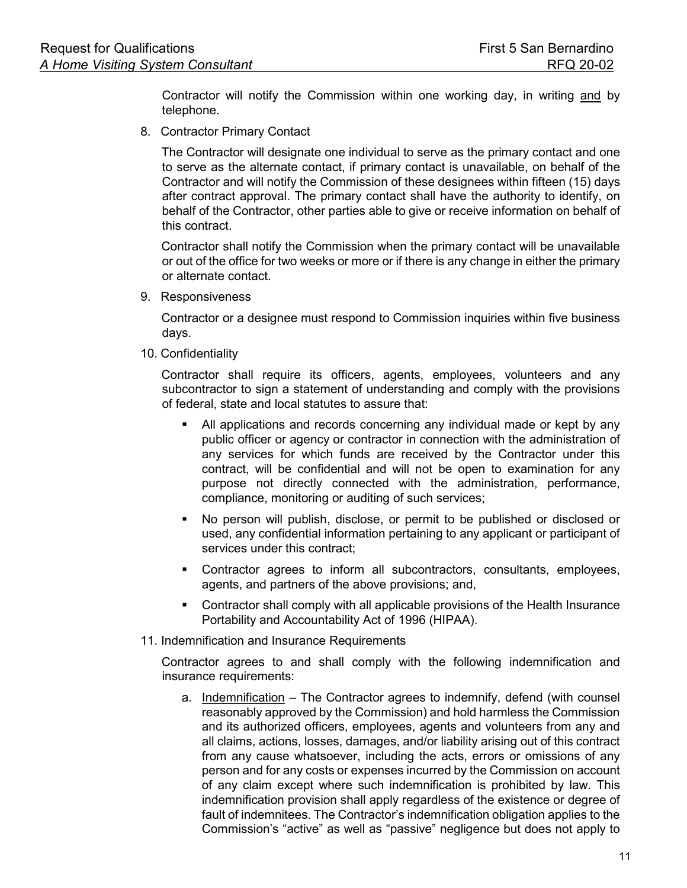Contractor will notify the Commission within one working day, in writing <u>and</u> by telephone.

8. Contractor Primary Contact

   The Contractor will designate one individual to serve as the primary contact and one to serve as the alternate contact, if primary contact is unavailable, on behalf of the Contractor and will notify the Commission of these designees within fifteen (15) days after contract approval. The primary contact shall have the authority to identify, on behalf of the Contractor, other parties able to give or receive information on behalf of this contract.

   Contractor shall notify the Commission when the primary contact will be unavailable or out of the office for two weeks or more or if there is any change in either the primary or alternate contact.

9. Responsiveness

   Contractor or a designee must respond to Commission inquiries within five business days.

10. Confidentiality

    Contractor shall require its officers, agents, employees, volunteers and any subcontractor to sign a statement of understanding and comply with the provisions of federal, state and local statutes to assure that:

    - All applications and records concerning any individual made or kept by any public officer or agency or contractor in connection with the administration of any services for which funds are received by the Contractor under this contract, will be confidential and will not be open to examination for any purpose not directly connected with the administration, performance, compliance, monitoring or auditing of such services;
    - No person will publish, disclose, or permit to be published or disclosed or used, any confidential information pertaining to any applicant or participant of services under this contract;
    - Contractor agrees to inform all subcontractors, consultants, employees, agents, and partners of the above provisions; and,
    - Contractor shall comply with all applicable provisions of the Health Insurance Portability and Accountability Act of 1996 (HIPAA).

11. Indemnification and Insurance Requirements

    Contractor agrees to and shall comply with the following indemnification and insurance requirements:

    a. <u>Indemnification</u> – The Contractor agrees to indemnify, defend (with counsel reasonably approved by the Commission) and hold harmless the Commission and its authorized officers, employees, agents and volunteers from any and all claims, actions, losses, damages, and/or liability arising out of this contract from any cause whatsoever, including the acts, errors or omissions of any person and for any costs or expenses incurred by the Commission on account of any claim except where such indemnification is prohibited by law. This indemnification provision shall apply regardless of the existence or degree of fault of indemnitees. The Contractor's indemnification obligation applies to the Commission's "active" as well as "passive" negligence but does not apply to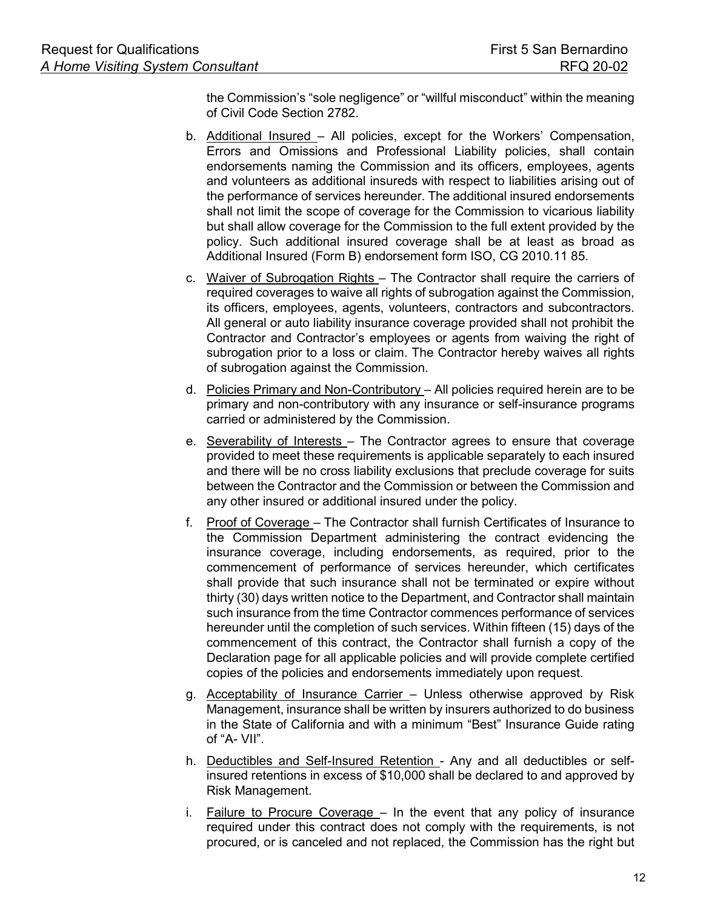the Commission's "sole negligence" or "willful misconduct" within the meaning of Civil Code Section 2782.

b. <u>Additional Insured</u> – All policies, except for the Workers' Compensation, Errors and Omissions and Professional Liability policies, shall contain endorsements naming the Commission and its officers, employees, agents and volunteers as additional insureds with respect to liabilities arising out of the performance of services hereunder. The additional insured endorsements shall not limit the scope of coverage for the Commission to vicarious liability but shall allow coverage for the Commission to the full extent provided by the policy. Such additional insured coverage shall be at least as broad as Additional Insured (Form B) endorsement form ISO, CG 2010.11 85.

c. <u>Waiver of Subrogation Rights</u> – The Contractor shall require the carriers of required coverages to waive all rights of subrogation against the Commission, its officers, employees, agents, volunteers, contractors and subcontractors. All general or auto liability insurance coverage provided shall not prohibit the Contractor and Contractor's employees or agents from waiving the right of subrogation prior to a loss or claim. The Contractor hereby waives all rights of subrogation against the Commission.

d. <u>Policies Primary and Non-Contributory</u> – All policies required herein are to be primary and non-contributory with any insurance or self-insurance programs carried or administered by the Commission.

e. <u>Severability of Interests</u> – The Contractor agrees to ensure that coverage provided to meet these requirements is applicable separately to each insured and there will be no cross liability exclusions that preclude coverage for suits between the Contractor and the Commission or between the Commission and any other insured or additional insured under the policy.

f. <u>Proof of Coverage</u> – The Contractor shall furnish Certificates of Insurance to the Commission Department administering the contract evidencing the insurance coverage, including endorsements, as required, prior to the commencement of performance of services hereunder, which certificates shall provide that such insurance shall not be terminated or expire without thirty (30) days written notice to the Department, and Contractor shall maintain such insurance from the time Contractor commences performance of services hereunder until the completion of such services. Within fifteen (15) days of the commencement of this contract, the Contractor shall furnish a copy of the Declaration page for all applicable policies and will provide complete certified copies of the policies and endorsements immediately upon request.

g. <u>Acceptability of Insurance Carrier</u> – Unless otherwise approved by Risk Management, insurance shall be written by insurers authorized to do business in the State of California and with a minimum "Best" Insurance Guide rating of "A- VII".

h. <u>Deductibles and Self-Insured Retention</u> - Any and all deductibles or self-insured retentions in excess of $10,000 shall be declared to and approved by Risk Management.

i. <u>Failure to Procure Coverage</u> – In the event that any policy of insurance required under this contract does not comply with the requirements, is not procured, or is canceled and not replaced, the Commission has the right but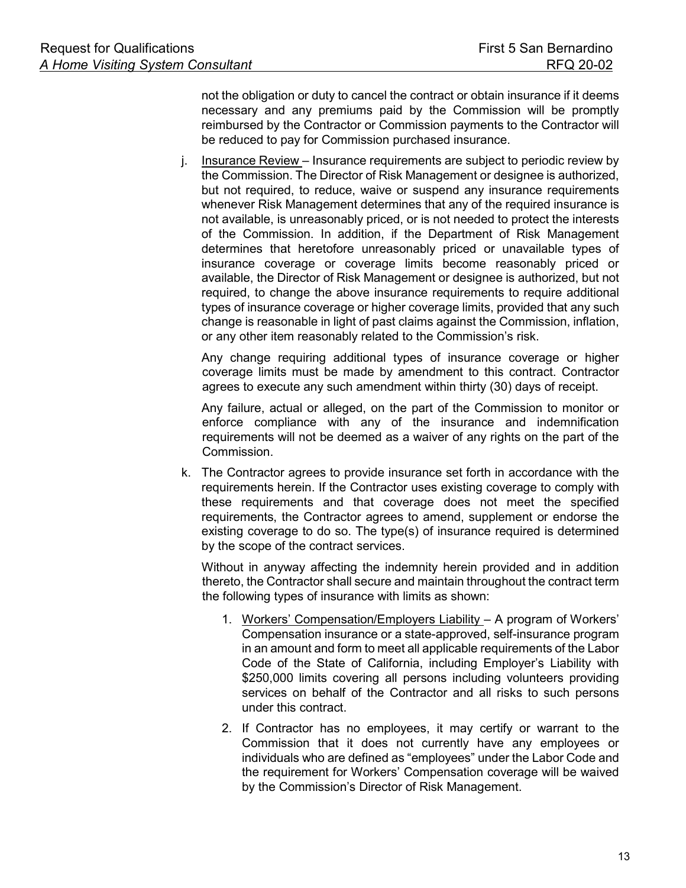not the obligation or duty to cancel the contract or obtain insurance if it deems necessary and any premiums paid by the Commission will be promptly reimbursed by the Contractor or Commission payments to the Contractor will be reduced to pay for Commission purchased insurance.

j. Insurance Review – Insurance requirements are subject to periodic review by the Commission. The Director of Risk Management or designee is authorized, but not required, to reduce, waive or suspend any insurance requirements whenever Risk Management determines that any of the required insurance is not available, is unreasonably priced, or is not needed to protect the interests of the Commission. In addition, if the Department of Risk Management determines that heretofore unreasonably priced or unavailable types of insurance coverage or coverage limits become reasonably priced or available, the Director of Risk Management or designee is authorized, but not required, to change the above insurance requirements to require additional types of insurance coverage or higher coverage limits, provided that any such change is reasonable in light of past claims against the Commission, inflation, or any other item reasonably related to the Commission's risk.

   Any change requiring additional types of insurance coverage or higher coverage limits must be made by amendment to this contract. Contractor agrees to execute any such amendment within thirty (30) days of receipt.

   Any failure, actual or alleged, on the part of the Commission to monitor or enforce compliance with any of the insurance and indemnification requirements will not be deemed as a waiver of any rights on the part of the Commission.

k. The Contractor agrees to provide insurance set forth in accordance with the requirements herein. If the Contractor uses existing coverage to comply with these requirements and that coverage does not meet the specified requirements, the Contractor agrees to amend, supplement or endorse the existing coverage to do so. The type(s) of insurance required is determined by the scope of the contract services.

   Without in anyway affecting the indemnity herein provided and in addition thereto, the Contractor shall secure and maintain throughout the contract term the following types of insurance with limits as shown:

   1. Workers' Compensation/Employers Liability – A program of Workers' Compensation insurance or a state-approved, self-insurance program in an amount and form to meet all applicable requirements of the Labor Code of the State of California, including Employer's Liability with \$250,000 limits covering all persons including volunteers providing services on behalf of the Contractor and all risks to such persons under this contract.

   2. If Contractor has no employees, it may certify or warrant to the Commission that it does not currently have any employees or individuals who are defined as "employees" under the Labor Code and the requirement for Workers' Compensation coverage will be waived by the Commission's Director of Risk Management.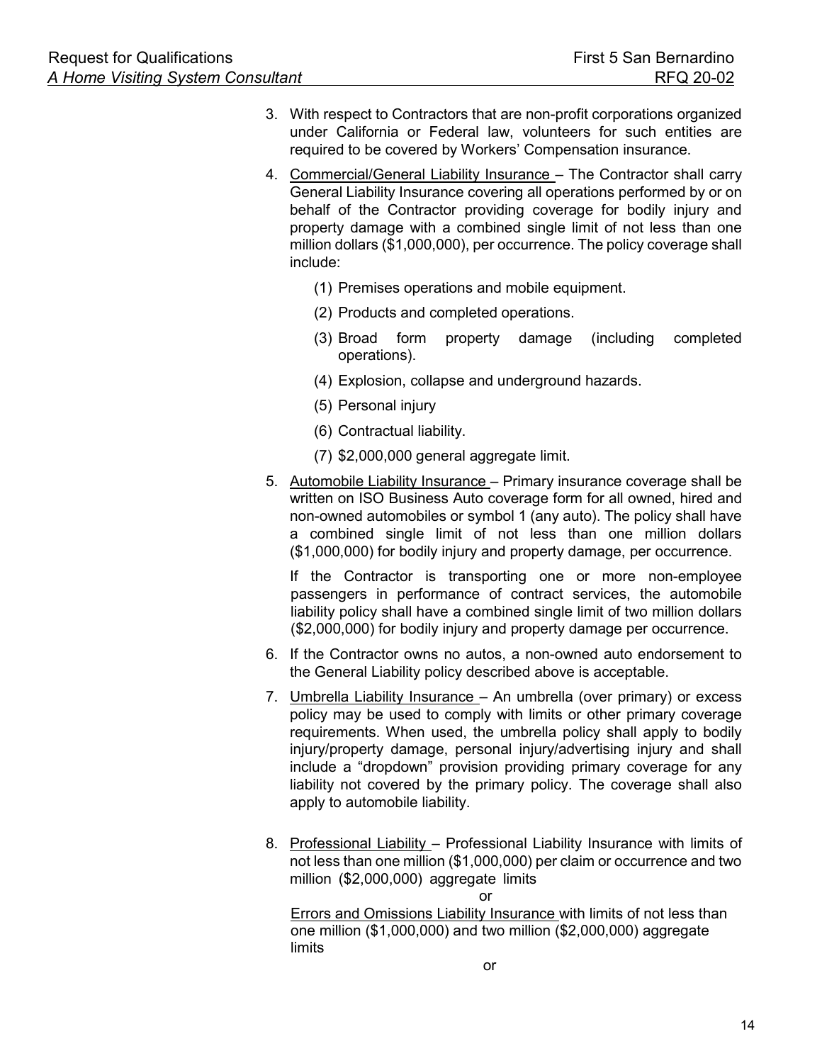3. With respect to Contractors that are non-profit corporations organized under California or Federal law, volunteers for such entities are required to be covered by Workers' Compensation insurance.

4. Commercial/General Liability Insurance – The Contractor shall carry General Liability Insurance covering all operations performed by or on behalf of the Contractor providing coverage for bodily injury and property damage with a combined single limit of not less than one million dollars ($1,000,000), per occurrence. The policy coverage shall include:

   (1) Premises operations and mobile equipment.

   (2) Products and completed operations.

   (3) Broad form property damage (including completed operations).

   (4) Explosion, collapse and underground hazards.

   (5) Personal injury

   (6) Contractual liability.

   (7) $2,000,000 general aggregate limit.

5. Automobile Liability Insurance – Primary insurance coverage shall be written on ISO Business Auto coverage form for all owned, hired and non-owned automobiles or symbol 1 (any auto). The policy shall have a combined single limit of not less than one million dollars ($1,000,000) for bodily injury and property damage, per occurrence.

   If the Contractor is transporting one or more non-employee passengers in performance of contract services, the automobile liability policy shall have a combined single limit of two million dollars ($2,000,000) for bodily injury and property damage per occurrence.

6. If the Contractor owns no autos, a non-owned auto endorsement to the General Liability policy described above is acceptable.

7. Umbrella Liability Insurance – An umbrella (over primary) or excess policy may be used to comply with limits or other primary coverage requirements. When used, the umbrella policy shall apply to bodily injury/property damage, personal injury/advertising injury and shall include a "dropdown" provision providing primary coverage for any liability not covered by the primary policy. The coverage shall also apply to automobile liability.

8. Professional Liability – Professional Liability Insurance with limits of not less than one million ($1,000,000) per claim or occurrence and two million ($2,000,000) aggregate limits

   or

   Errors and Omissions Liability Insurance with limits of not less than one million ($1,000,000) and two million ($2,000,000) aggregate limits

   or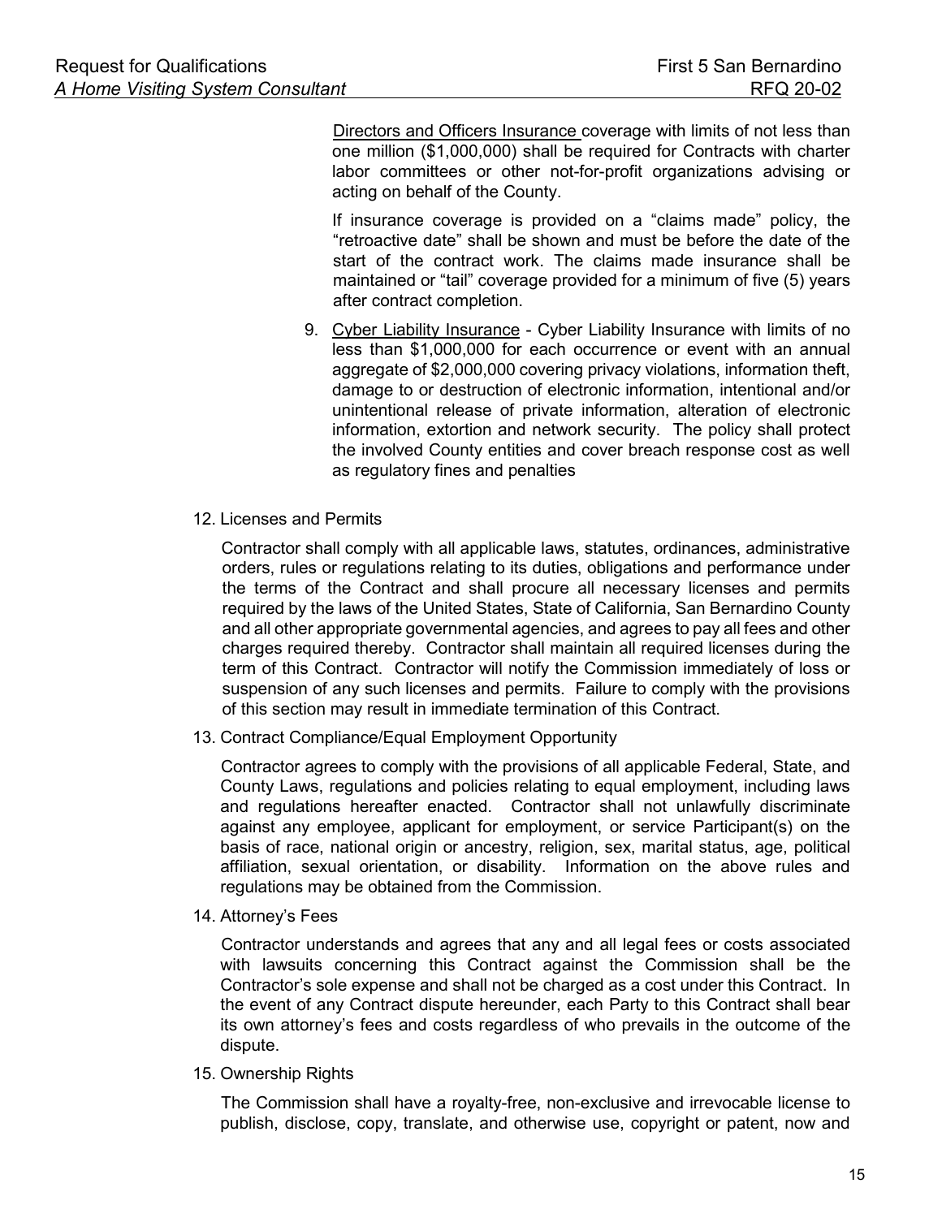Directors and Officers Insurance coverage with limits of not less than one million ($1,000,000) shall be required for Contracts with charter labor committees or other not-for-profit organizations advising or acting on behalf of the County.

If insurance coverage is provided on a "claims made" policy, the "retroactive date" shall be shown and must be before the date of the start of the contract work. The claims made insurance shall be maintained or "tail" coverage provided for a minimum of five (5) years after contract completion.

9. Cyber Liability Insurance - Cyber Liability Insurance with limits of no less than $1,000,000 for each occurrence or event with an annual aggregate of $2,000,000 covering privacy violations, information theft, damage to or destruction of electronic information, intentional and/or unintentional release of private information, alteration of electronic information, extortion and network security. The policy shall protect the involved County entities and cover breach response cost as well as regulatory fines and penalties

12. Licenses and Permits

    Contractor shall comply with all applicable laws, statutes, ordinances, administrative orders, rules or regulations relating to its duties, obligations and performance under the terms of the Contract and shall procure all necessary licenses and permits required by the laws of the United States, State of California, San Bernardino County and all other appropriate governmental agencies, and agrees to pay all fees and other charges required thereby. Contractor shall maintain all required licenses during the term of this Contract. Contractor will notify the Commission immediately of loss or suspension of any such licenses and permits. Failure to comply with the provisions of this section may result in immediate termination of this Contract.

13. Contract Compliance/Equal Employment Opportunity

    Contractor agrees to comply with the provisions of all applicable Federal, State, and County Laws, regulations and policies relating to equal employment, including laws and regulations hereafter enacted. Contractor shall not unlawfully discriminate against any employee, applicant for employment, or service Participant(s) on the basis of race, national origin or ancestry, religion, sex, marital status, age, political affiliation, sexual orientation, or disability. Information on the above rules and regulations may be obtained from the Commission.

14. Attorney's Fees

    Contractor understands and agrees that any and all legal fees or costs associated with lawsuits concerning this Contract against the Commission shall be the Contractor's sole expense and shall not be charged as a cost under this Contract. In the event of any Contract dispute hereunder, each Party to this Contract shall bear its own attorney's fees and costs regardless of who prevails in the outcome of the dispute.

15. Ownership Rights

    The Commission shall have a royalty-free, non-exclusive and irrevocable license to publish, disclose, copy, translate, and otherwise use, copyright or patent, now and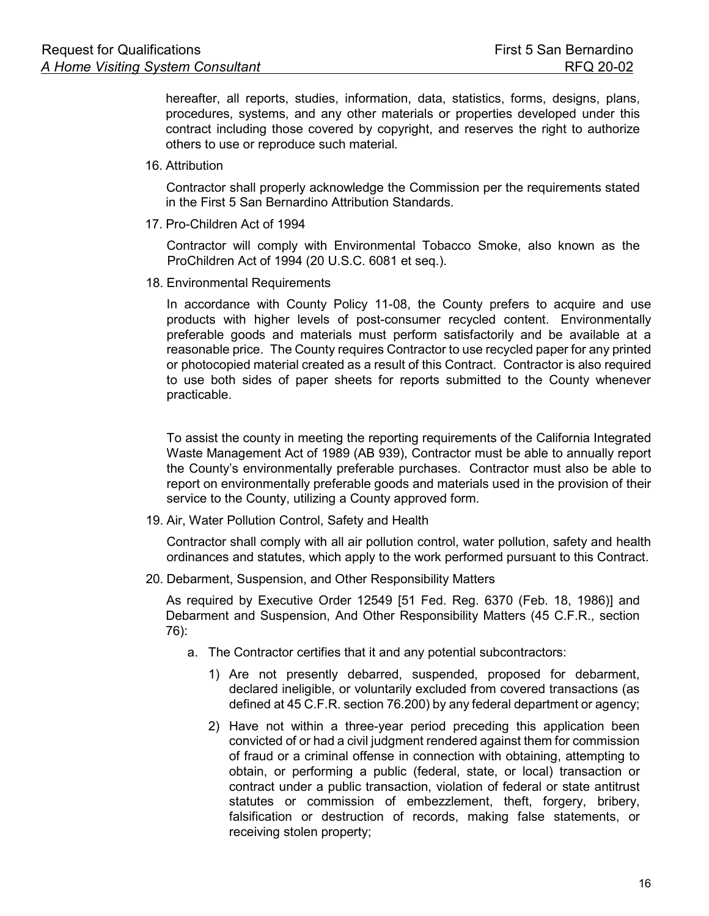hereafter, all reports, studies, information, data, statistics, forms, designs, plans, procedures, systems, and any other materials or properties developed under this contract including those covered by copyright, and reserves the right to authorize others to use or reproduce such material.

16. Attribution

    Contractor shall properly acknowledge the Commission per the requirements stated in the First 5 San Bernardino Attribution Standards.

17. Pro-Children Act of 1994

    Contractor will comply with Environmental Tobacco Smoke, also known as the ProChildren Act of 1994 (20 U.S.C. 6081 et seq.).

18. Environmental Requirements

    In accordance with County Policy 11-08, the County prefers to acquire and use products with higher levels of post-consumer recycled content. Environmentally preferable goods and materials must perform satisfactorily and be available at a reasonable price. The County requires Contractor to use recycled paper for any printed or photocopied material created as a result of this Contract. Contractor is also required to use both sides of paper sheets for reports submitted to the County whenever practicable.

    To assist the county in meeting the reporting requirements of the California Integrated Waste Management Act of 1989 (AB 939), Contractor must be able to annually report the County's environmentally preferable purchases. Contractor must also be able to report on environmentally preferable goods and materials used in the provision of their service to the County, utilizing a County approved form.

19. Air, Water Pollution Control, Safety and Health

    Contractor shall comply with all air pollution control, water pollution, safety and health ordinances and statutes, which apply to the work performed pursuant to this Contract.

20. Debarment, Suspension, and Other Responsibility Matters

    As required by Executive Order 12549 [51 Fed. Reg. 6370 (Feb. 18, 1986)] and Debarment and Suspension, And Other Responsibility Matters (45 C.F.R., section 76):

    a. The Contractor certifies that it and any potential subcontractors:

        1) Are not presently debarred, suspended, proposed for debarment, declared ineligible, or voluntarily excluded from covered transactions (as defined at 45 C.F.R. section 76.200) by any federal department or agency;

        2) Have not within a three-year period preceding this application been convicted of or had a civil judgment rendered against them for commission of fraud or a criminal offense in connection with obtaining, attempting to obtain, or performing a public (federal, state, or local) transaction or contract under a public transaction, violation of federal or state antitrust statutes or commission of embezzlement, theft, forgery, bribery, falsification or destruction of records, making false statements, or receiving stolen property;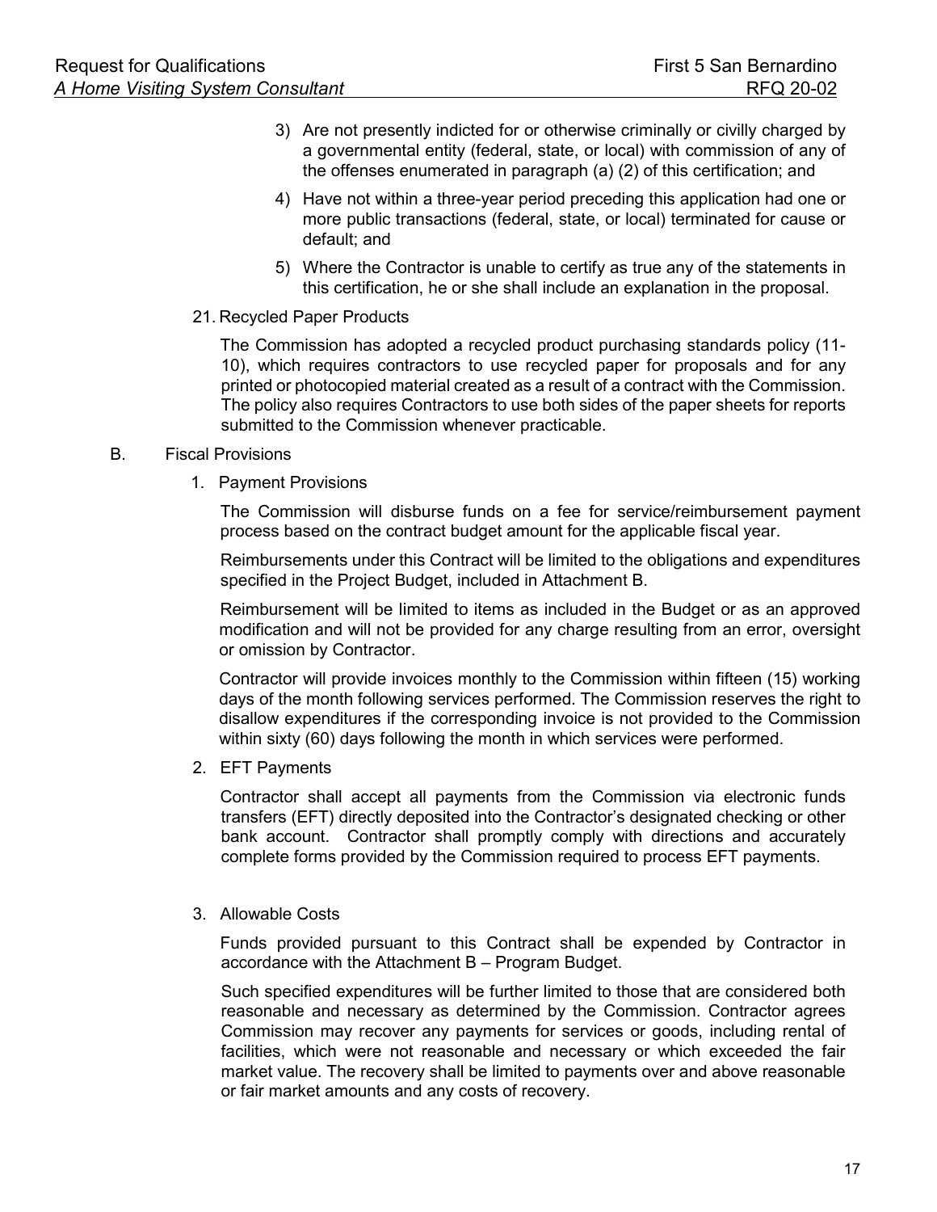3) Are not presently indicted for or otherwise criminally or civilly charged by a governmental entity (federal, state, or local) with commission of any of the offenses enumerated in paragraph (a) (2) of this certification; and

4) Have not within a three-year period preceding this application had one or more public transactions (federal, state, or local) terminated for cause or default; and

5) Where the Contractor is unable to certify as true any of the statements in this certification, he or she shall include an explanation in the proposal.

21. Recycled Paper Products

The Commission has adopted a recycled product purchasing standards policy (11-10), which requires contractors to use recycled paper for proposals and for any printed or photocopied material created as a result of a contract with the Commission. The policy also requires Contractors to use both sides of the paper sheets for reports submitted to the Commission whenever practicable.

B. Fiscal Provisions

1. Payment Provisions

The Commission will disburse funds on a fee for service/reimbursement payment process based on the contract budget amount for the applicable fiscal year.

Reimbursements under this Contract will be limited to the obligations and expenditures specified in the Project Budget, included in Attachment B.

Reimbursement will be limited to items as included in the Budget or as an approved modification and will not be provided for any charge resulting from an error, oversight or omission by Contractor.

Contractor will provide invoices monthly to the Commission within fifteen (15) working days of the month following services performed. The Commission reserves the right to disallow expenditures if the corresponding invoice is not provided to the Commission within sixty (60) days following the month in which services were performed.

2. EFT Payments

Contractor shall accept all payments from the Commission via electronic funds transfers (EFT) directly deposited into the Contractor's designated checking or other bank account. Contractor shall promptly comply with directions and accurately complete forms provided by the Commission required to process EFT payments.

3. Allowable Costs

Funds provided pursuant to this Contract shall be expended by Contractor in accordance with the Attachment B – Program Budget.

Such specified expenditures will be further limited to those that are considered both reasonable and necessary as determined by the Commission. Contractor agrees Commission may recover any payments for services or goods, including rental of facilities, which were not reasonable and necessary or which exceeded the fair market value. The recovery shall be limited to payments over and above reasonable or fair market amounts and any costs of recovery.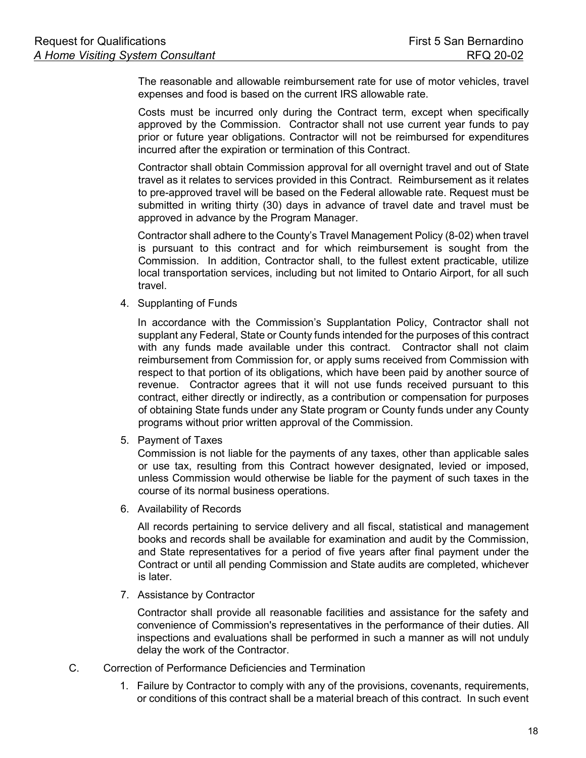The reasonable and allowable reimbursement rate for use of motor vehicles, travel expenses and food is based on the current IRS allowable rate.

Costs must be incurred only during the Contract term, except when specifically approved by the Commission. Contractor shall not use current year funds to pay prior or future year obligations. Contractor will not be reimbursed for expenditures incurred after the expiration or termination of this Contract.

Contractor shall obtain Commission approval for all overnight travel and out of State travel as it relates to services provided in this Contract. Reimbursement as it relates to pre-approved travel will be based on the Federal allowable rate. Request must be submitted in writing thirty (30) days in advance of travel date and travel must be approved in advance by the Program Manager.

Contractor shall adhere to the County's Travel Management Policy (8-02) when travel is pursuant to this contract and for which reimbursement is sought from the Commission. In addition, Contractor shall, to the fullest extent practicable, utilize local transportation services, including but not limited to Ontario Airport, for all such travel.

4. Supplanting of Funds

   In accordance with the Commission's Supplantation Policy, Contractor shall not supplant any Federal, State or County funds intended for the purposes of this contract with any funds made available under this contract. Contractor shall not claim reimbursement from Commission for, or apply sums received from Commission with respect to that portion of its obligations, which have been paid by another source of revenue. Contractor agrees that it will not use funds received pursuant to this contract, either directly or indirectly, as a contribution or compensation for purposes of obtaining State funds under any State program or County funds under any County programs without prior written approval of the Commission.

5. Payment of Taxes

   Commission is not liable for the payments of any taxes, other than applicable sales or use tax, resulting from this Contract however designated, levied or imposed, unless Commission would otherwise be liable for the payment of such taxes in the course of its normal business operations.

6. Availability of Records

   All records pertaining to service delivery and all fiscal, statistical and management books and records shall be available for examination and audit by the Commission, and State representatives for a period of five years after final payment under the Contract or until all pending Commission and State audits are completed, whichever is later.

7. Assistance by Contractor

   Contractor shall provide all reasonable facilities and assistance for the safety and convenience of Commission's representatives in the performance of their duties. All inspections and evaluations shall be performed in such a manner as will not unduly delay the work of the Contractor.

C. Correction of Performance Deficiencies and Termination

   1. Failure by Contractor to comply with any of the provisions, covenants, requirements, or conditions of this contract shall be a material breach of this contract. In such event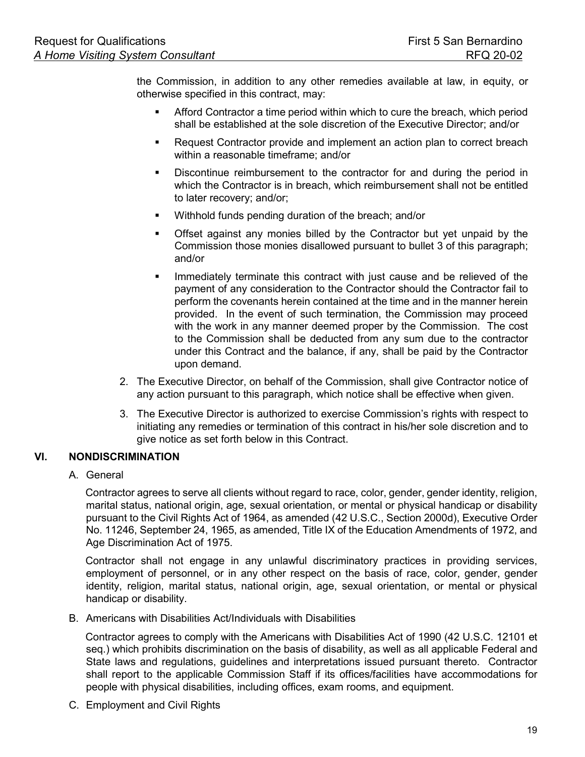the Commission, in addition to any other remedies available at law, in equity, or otherwise specified in this contract, may:

- Afford Contractor a time period within which to cure the breach, which period shall be established at the sole discretion of the Executive Director; and/or
- Request Contractor provide and implement an action plan to correct breach within a reasonable timeframe; and/or
- Discontinue reimbursement to the contractor for and during the period in which the Contractor is in breach, which reimbursement shall not be entitled to later recovery; and/or;
- Withhold funds pending duration of the breach; and/or
- Offset against any monies billed by the Contractor but yet unpaid by the Commission those monies disallowed pursuant to bullet 3 of this paragraph; and/or
- Immediately terminate this contract with just cause and be relieved of the payment of any consideration to the Contractor should the Contractor fail to perform the covenants herein contained at the time and in the manner herein provided. In the event of such termination, the Commission may proceed with the work in any manner deemed proper by the Commission. The cost to the Commission shall be deducted from any sum due to the contractor under this Contract and the balance, if any, shall be paid by the Contractor upon demand.

2. The Executive Director, on behalf of the Commission, shall give Contractor notice of any action pursuant to this paragraph, which notice shall be effective when given.
3. The Executive Director is authorized to exercise Commission's rights with respect to initiating any remedies or termination of this contract in his/her sole discretion and to give notice as set forth below in this Contract.

## VI. NONDISCRIMINATION

A. General

Contractor agrees to serve all clients without regard to race, color, gender, gender identity, religion, marital status, national origin, age, sexual orientation, or mental or physical handicap or disability pursuant to the Civil Rights Act of 1964, as amended (42 U.S.C., Section 2000d), Executive Order No. 11246, September 24, 1965, as amended, Title IX of the Education Amendments of 1972, and Age Discrimination Act of 1975.

Contractor shall not engage in any unlawful discriminatory practices in providing services, employment of personnel, or in any other respect on the basis of race, color, gender, gender identity, religion, marital status, national origin, age, sexual orientation, or mental or physical handicap or disability.

B. Americans with Disabilities Act/Individuals with Disabilities

Contractor agrees to comply with the Americans with Disabilities Act of 1990 (42 U.S.C. 12101 et seq.) which prohibits discrimination on the basis of disability, as well as all applicable Federal and State laws and regulations, guidelines and interpretations issued pursuant thereto. Contractor shall report to the applicable Commission Staff if its offices/facilities have accommodations for people with physical disabilities, including offices, exam rooms, and equipment.

C. Employment and Civil Rights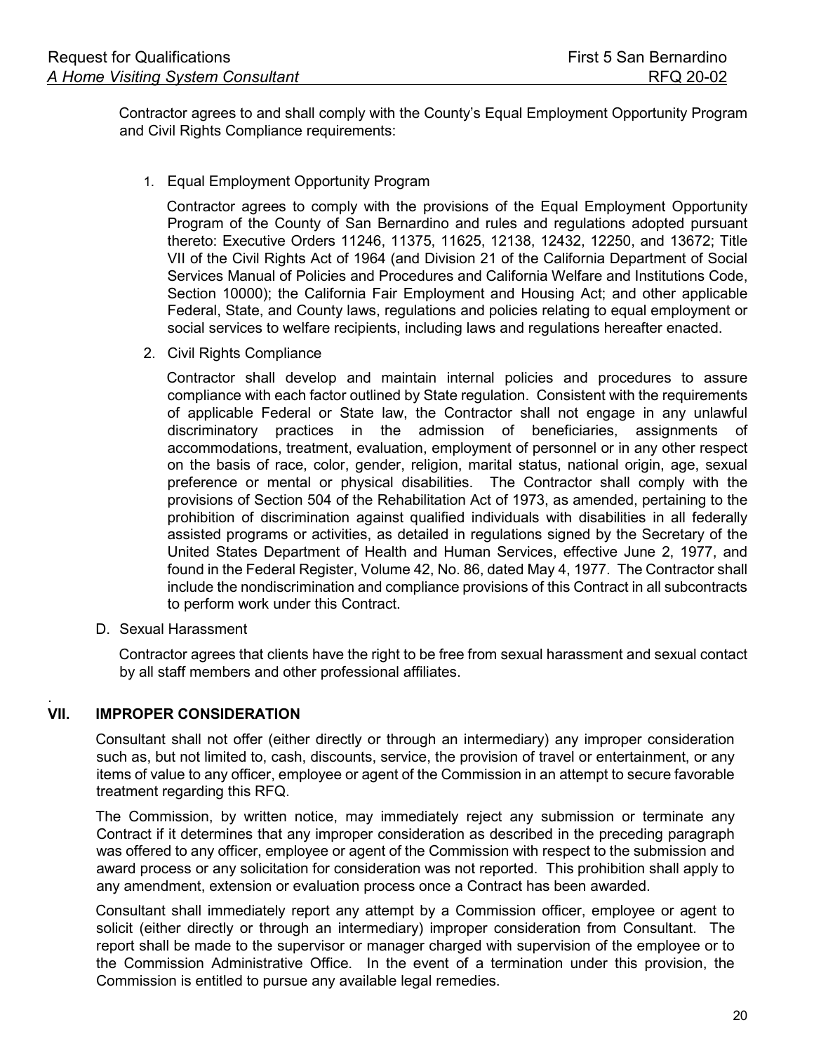Contractor agrees to and shall comply with the County's Equal Employment Opportunity Program and Civil Rights Compliance requirements:

1. Equal Employment Opportunity Program

   Contractor agrees to comply with the provisions of the Equal Employment Opportunity Program of the County of San Bernardino and rules and regulations adopted pursuant thereto: Executive Orders 11246, 11375, 11625, 12138, 12432, 12250, and 13672; Title VII of the Civil Rights Act of 1964 (and Division 21 of the California Department of Social Services Manual of Policies and Procedures and California Welfare and Institutions Code, Section 10000); the California Fair Employment and Housing Act; and other applicable Federal, State, and County laws, regulations and policies relating to equal employment or social services to welfare recipients, including laws and regulations hereafter enacted.

2. Civil Rights Compliance

   Contractor shall develop and maintain internal policies and procedures to assure compliance with each factor outlined by State regulation. Consistent with the requirements of applicable Federal or State law, the Contractor shall not engage in any unlawful discriminatory practices in the admission of beneficiaries, assignments of accommodations, treatment, evaluation, employment of personnel or in any other respect on the basis of race, color, gender, religion, marital status, national origin, age, sexual preference or mental or physical disabilities. The Contractor shall comply with the provisions of Section 504 of the Rehabilitation Act of 1973, as amended, pertaining to the prohibition of discrimination against qualified individuals with disabilities in all federally assisted programs or activities, as detailed in regulations signed by the Secretary of the United States Department of Health and Human Services, effective June 2, 1977, and found in the Federal Register, Volume 42, No. 86, dated May 4, 1977. The Contractor shall include the nondiscrimination and compliance provisions of this Contract in all subcontracts to perform work under this Contract.

D. Sexual Harassment

   Contractor agrees that clients have the right to be free from sexual harassment and sexual contact by all staff members and other professional affiliates.

## VII. IMPROPER CONSIDERATION

Consultant shall not offer (either directly or through an intermediary) any improper consideration such as, but not limited to, cash, discounts, service, the provision of travel or entertainment, or any items of value to any officer, employee or agent of the Commission in an attempt to secure favorable treatment regarding this RFQ.

The Commission, by written notice, may immediately reject any submission or terminate any Contract if it determines that any improper consideration as described in the preceding paragraph was offered to any officer, employee or agent of the Commission with respect to the submission and award process or any solicitation for consideration was not reported. This prohibition shall apply to any amendment, extension or evaluation process once a Contract has been awarded.

Consultant shall immediately report any attempt by a Commission officer, employee or agent to solicit (either directly or through an intermediary) improper consideration from Consultant. The report shall be made to the supervisor or manager charged with supervision of the employee or to the Commission Administrative Office. In the event of a termination under this provision, the Commission is entitled to pursue any available legal remedies.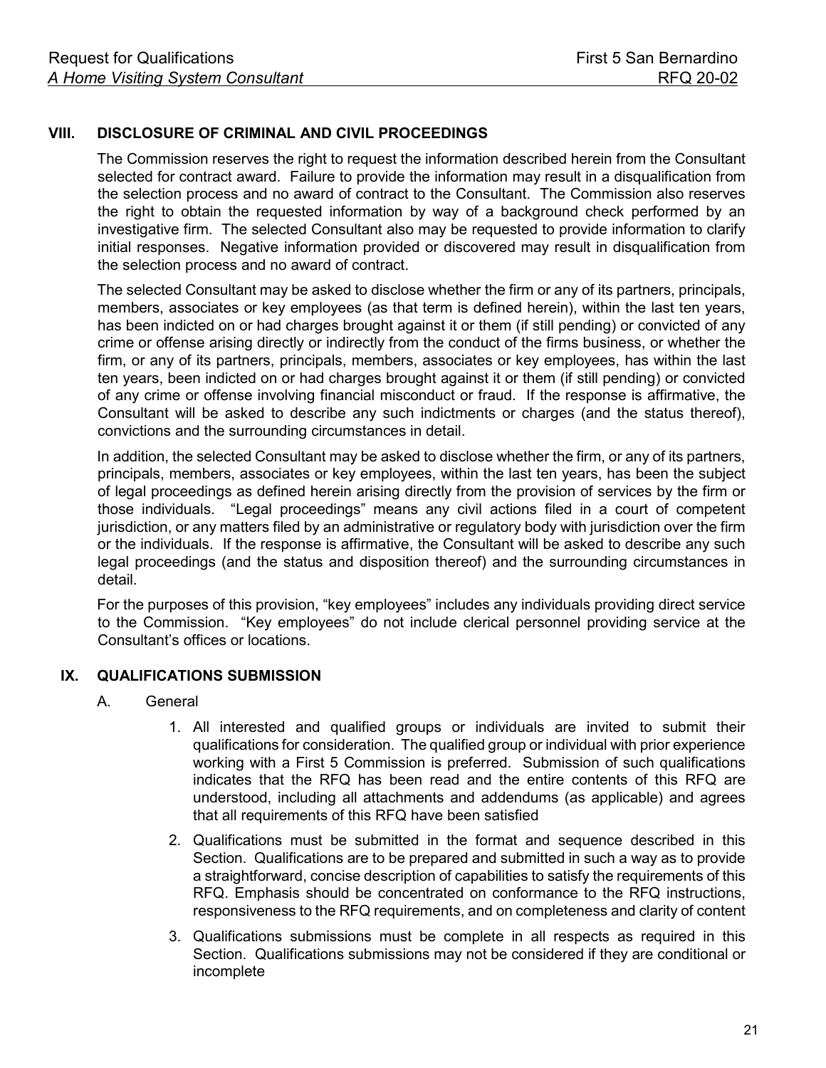## VIII. DISCLOSURE OF CRIMINAL AND CIVIL PROCEEDINGS

The Commission reserves the right to request the information described herein from the Consultant selected for contract award. Failure to provide the information may result in a disqualification from the selection process and no award of contract to the Consultant. The Commission also reserves the right to obtain the requested information by way of a background check performed by an investigative firm. The selected Consultant also may be requested to provide information to clarify initial responses. Negative information provided or discovered may result in disqualification from the selection process and no award of contract.

The selected Consultant may be asked to disclose whether the firm or any of its partners, principals, members, associates or key employees (as that term is defined herein), within the last ten years, has been indicted on or had charges brought against it or them (if still pending) or convicted of any crime or offense arising directly or indirectly from the conduct of the firms business, or whether the firm, or any of its partners, principals, members, associates or key employees, has within the last ten years, been indicted on or had charges brought against it or them (if still pending) or convicted of any crime or offense involving financial misconduct or fraud. If the response is affirmative, the Consultant will be asked to describe any such indictments or charges (and the status thereof), convictions and the surrounding circumstances in detail.

In addition, the selected Consultant may be asked to disclose whether the firm, or any of its partners, principals, members, associates or key employees, within the last ten years, has been the subject of legal proceedings as defined herein arising directly from the provision of services by the firm or those individuals. "Legal proceedings" means any civil actions filed in a court of competent jurisdiction, or any matters filed by an administrative or regulatory body with jurisdiction over the firm or the individuals. If the response is affirmative, the Consultant will be asked to describe any such legal proceedings (and the status and disposition thereof) and the surrounding circumstances in detail.

For the purposes of this provision, "key employees" includes any individuals providing direct service to the Commission. "Key employees" do not include clerical personnel providing service at the Consultant's offices or locations.

## IX. QUALIFICATIONS SUBMISSION

A. General

1. All interested and qualified groups or individuals are invited to submit their qualifications for consideration. The qualified group or individual with prior experience working with a First 5 Commission is preferred. Submission of such qualifications indicates that the RFQ has been read and the entire contents of this RFQ are understood, including all attachments and addendums (as applicable) and agrees that all requirements of this RFQ have been satisfied
2. Qualifications must be submitted in the format and sequence described in this Section. Qualifications are to be prepared and submitted in such a way as to provide a straightforward, concise description of capabilities to satisfy the requirements of this RFQ. Emphasis should be concentrated on conformance to the RFQ instructions, responsiveness to the RFQ requirements, and on completeness and clarity of content
3. Qualifications submissions must be complete in all respects as required in this Section. Qualifications submissions may not be considered if they are conditional or incomplete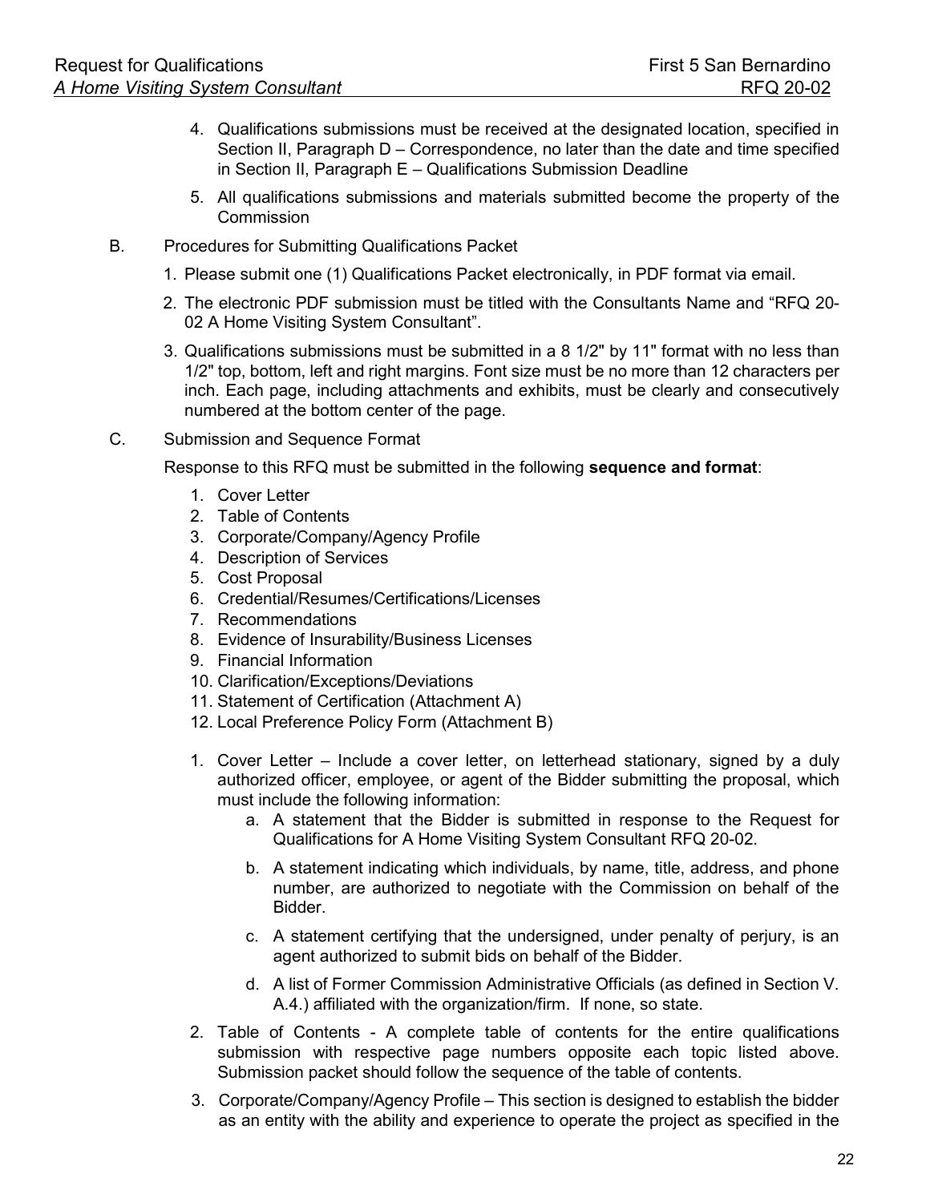4. Qualifications submissions must be received at the designated location, specified in Section II, Paragraph D – Correspondence, no later than the date and time specified in Section II, Paragraph E – Qualifications Submission Deadline

5. All qualifications submissions and materials submitted become the property of the Commission

B. Procedures for Submitting Qualifications Packet

1. Please submit one (1) Qualifications Packet electronically, in PDF format via email.

2. The electronic PDF submission must be titled with the Consultants Name and "RFQ 20-02 A Home Visiting System Consultant".

3. Qualifications submissions must be submitted in a 8 1/2" by 11" format with no less than 1/2" top, bottom, left and right margins. Font size must be no more than 12 characters per inch. Each page, including attachments and exhibits, must be clearly and consecutively numbered at the bottom center of the page.

C. Submission and Sequence Format

Response to this RFQ must be submitted in the following **sequence and format**:

1. Cover Letter
2. Table of Contents
3. Corporate/Company/Agency Profile
4. Description of Services
5. Cost Proposal
6. Credential/Resumes/Certifications/Licenses
7. Recommendations
8. Evidence of Insurability/Business Licenses
9. Financial Information
10. Clarification/Exceptions/Deviations
11. Statement of Certification (Attachment A)
12. Local Preference Policy Form (Attachment B)

1. Cover Letter – Include a cover letter, on letterhead stationary, signed by a duly authorized officer, employee, or agent of the Bidder submitting the proposal, which must include the following information:
   a. A statement that the Bidder is submitted in response to the Request for Qualifications for A Home Visiting System Consultant RFQ 20-02.

   b. A statement indicating which individuals, by name, title, address, and phone number, are authorized to negotiate with the Commission on behalf of the Bidder.

   c. A statement certifying that the undersigned, under penalty of perjury, is an agent authorized to submit bids on behalf of the Bidder.

   d. A list of Former Commission Administrative Officials (as defined in Section V. A.4.) affiliated with the organization/firm. If none, so state.

2. Table of Contents - A complete table of contents for the entire qualifications submission with respective page numbers opposite each topic listed above. Submission packet should follow the sequence of the table of contents.

3. Corporate/Company/Agency Profile – This section is designed to establish the bidder as an entity with the ability and experience to operate the project as specified in the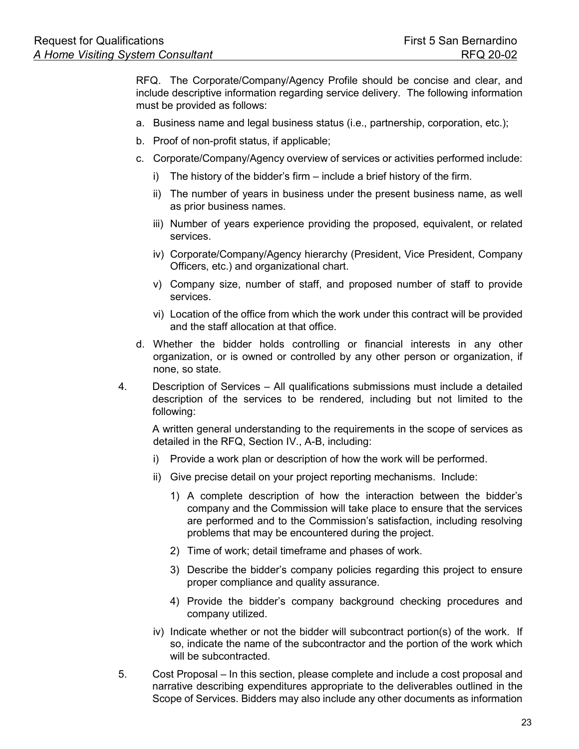RFQ. The Corporate/Company/Agency Profile should be concise and clear, and include descriptive information regarding service delivery. The following information must be provided as follows:

a. Business name and legal business status (i.e., partnership, corporation, etc.);

b. Proof of non-profit status, if applicable;

c. Corporate/Company/Agency overview of services or activities performed include:

   i) The history of the bidder's firm – include a brief history of the firm.

   ii) The number of years in business under the present business name, as well as prior business names.

   iii) Number of years experience providing the proposed, equivalent, or related services.

   iv) Corporate/Company/Agency hierarchy (President, Vice President, Company Officers, etc.) and organizational chart.

   v) Company size, number of staff, and proposed number of staff to provide services.

   vi) Location of the office from which the work under this contract will be provided and the staff allocation at that office.

d. Whether the bidder holds controlling or financial interests in any other organization, or is owned or controlled by any other person or organization, if none, so state.

4. Description of Services – All qualifications submissions must include a detailed description of the services to be rendered, including but not limited to the following:

   A written general understanding to the requirements in the scope of services as detailed in the RFQ, Section IV., A-B, including:

   i) Provide a work plan or description of how the work will be performed.

   ii) Give precise detail on your project reporting mechanisms. Include:

      1) A complete description of how the interaction between the bidder's company and the Commission will take place to ensure that the services are performed and to the Commission's satisfaction, including resolving problems that may be encountered during the project.

      2) Time of work; detail timeframe and phases of work.

      3) Describe the bidder's company policies regarding this project to ensure proper compliance and quality assurance.

      4) Provide the bidder's company background checking procedures and company utilized.

   iv) Indicate whether or not the bidder will subcontract portion(s) of the work. If so, indicate the name of the subcontractor and the portion of the work which will be subcontracted.

5. Cost Proposal – In this section, please complete and include a cost proposal and narrative describing expenditures appropriate to the deliverables outlined in the Scope of Services. Bidders may also include any other documents as information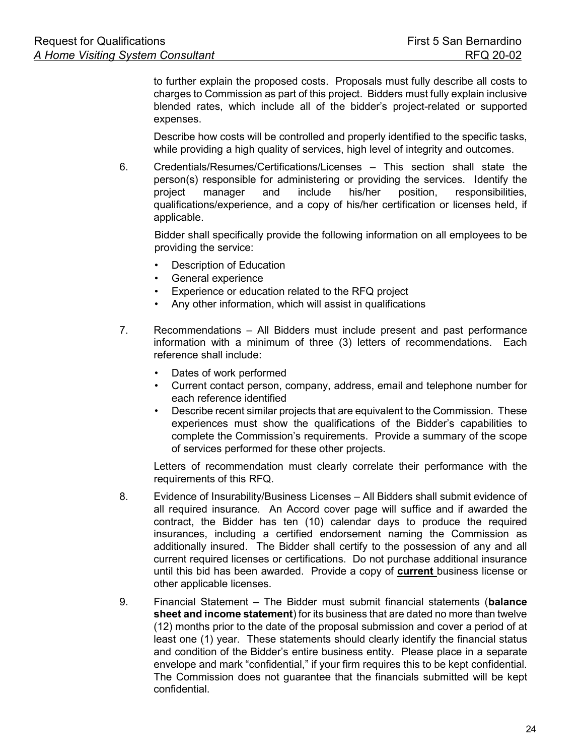to further explain the proposed costs. Proposals must fully describe all costs to charges to Commission as part of this project. Bidders must fully explain inclusive blended rates, which include all of the bidder's project-related or supported expenses.

Describe how costs will be controlled and properly identified to the specific tasks, while providing a high quality of services, high level of integrity and outcomes.

6. Credentials/Resumes/Certifications/Licenses – This section shall state the person(s) responsible for administering or providing the services. Identify the project manager and include his/her position, responsibilities, qualifications/experience, and a copy of his/her certification or licenses held, if applicable.

   Bidder shall specifically provide the following information on all employees to be providing the service:

   - Description of Education
   - General experience
   - Experience or education related to the RFQ project
   - Any other information, which will assist in qualifications

7. Recommendations – All Bidders must include present and past performance information with a minimum of three (3) letters of recommendations. Each reference shall include:

   - Dates of work performed
   - Current contact person, company, address, email and telephone number for each reference identified
   - Describe recent similar projects that are equivalent to the Commission. These experiences must show the qualifications of the Bidder's capabilities to complete the Commission's requirements. Provide a summary of the scope of services performed for these other projects.

   Letters of recommendation must clearly correlate their performance with the requirements of this RFQ.

8. Evidence of Insurability/Business Licenses – All Bidders shall submit evidence of all required insurance. An Accord cover page will suffice and if awarded the contract, the Bidder has ten (10) calendar days to produce the required insurances, including a certified endorsement naming the Commission as additionally insured. The Bidder shall certify to the possession of any and all current required licenses or certifications. Do not purchase additional insurance until this bid has been awarded. Provide a copy of **<u>current</u>** business license or other applicable licenses.

9. Financial Statement – The Bidder must submit financial statements (**balance sheet and income statement**) for its business that are dated no more than twelve (12) months prior to the date of the proposal submission and cover a period of at least one (1) year. These statements should clearly identify the financial status and condition of the Bidder's entire business entity. Please place in a separate envelope and mark "confidential," if your firm requires this to be kept confidential. The Commission does not guarantee that the financials submitted will be kept confidential.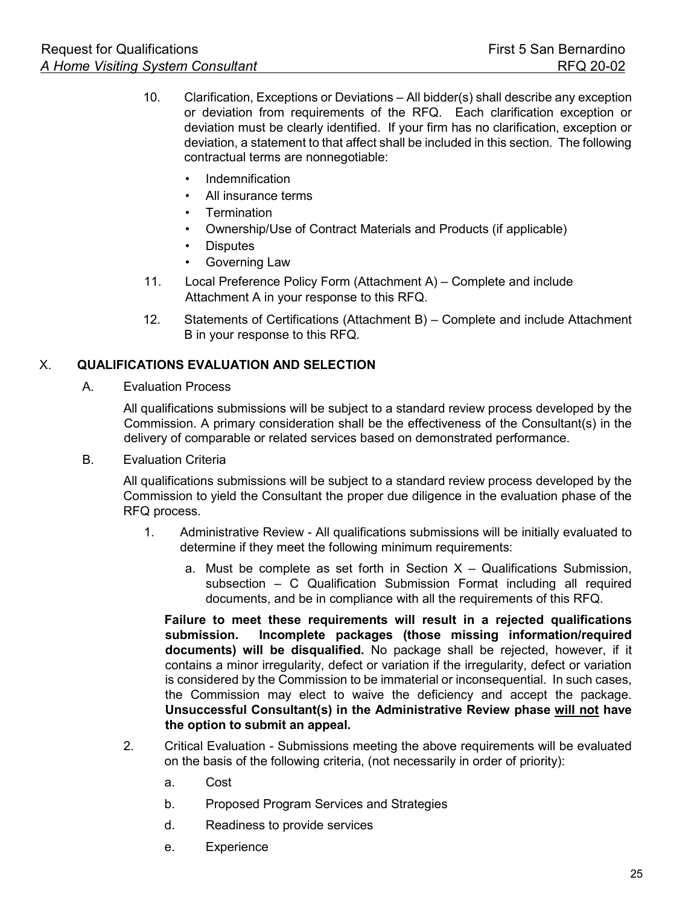10. Clarification, Exceptions or Deviations – All bidder(s) shall describe any exception or deviation from requirements of the RFQ. Each clarification exception or deviation must be clearly identified. If your firm has no clarification, exception or deviation, a statement to that affect shall be included in this section. The following contractual terms are nonnegotiable:

    - Indemnification
    - All insurance terms
    - Termination
    - Ownership/Use of Contract Materials and Products (if applicable)
    - Disputes
    - Governing Law

11. Local Preference Policy Form (Attachment A) – Complete and include Attachment A in your response to this RFQ.

12. Statements of Certifications (Attachment B) – Complete and include Attachment B in your response to this RFQ.

## X. QUALIFICATIONS EVALUATION AND SELECTION

A. Evaluation Process

All qualifications submissions will be subject to a standard review process developed by the Commission. A primary consideration shall be the effectiveness of the Consultant(s) in the delivery of comparable or related services based on demonstrated performance.

B. Evaluation Criteria

All qualifications submissions will be subject to a standard review process developed by the Commission to yield the Consultant the proper due diligence in the evaluation phase of the RFQ process.

1. Administrative Review - All qualifications submissions will be initially evaluated to determine if they meet the following minimum requirements:

    a. Must be complete as set forth in Section X – Qualifications Submission, subsection – C Qualification Submission Format including all required documents, and be in compliance with all the requirements of this RFQ.

    **Failure to meet these requirements will result in a rejected qualifications submission. Incomplete packages (those missing information/required documents) will be disqualified.** No package shall be rejected, however, if it contains a minor irregularity, defect or variation if the irregularity, defect or variation is considered by the Commission to be immaterial or inconsequential. In such cases, the Commission may elect to waive the deficiency and accept the package. **Unsuccessful Consultant(s) in the Administrative Review phase <u>will not</u> have the option to submit an appeal.**

2. Critical Evaluation - Submissions meeting the above requirements will be evaluated on the basis of the following criteria, (not necessarily in order of priority):

    a. Cost

    b. Proposed Program Services and Strategies

    d. Readiness to provide services

    e. Experience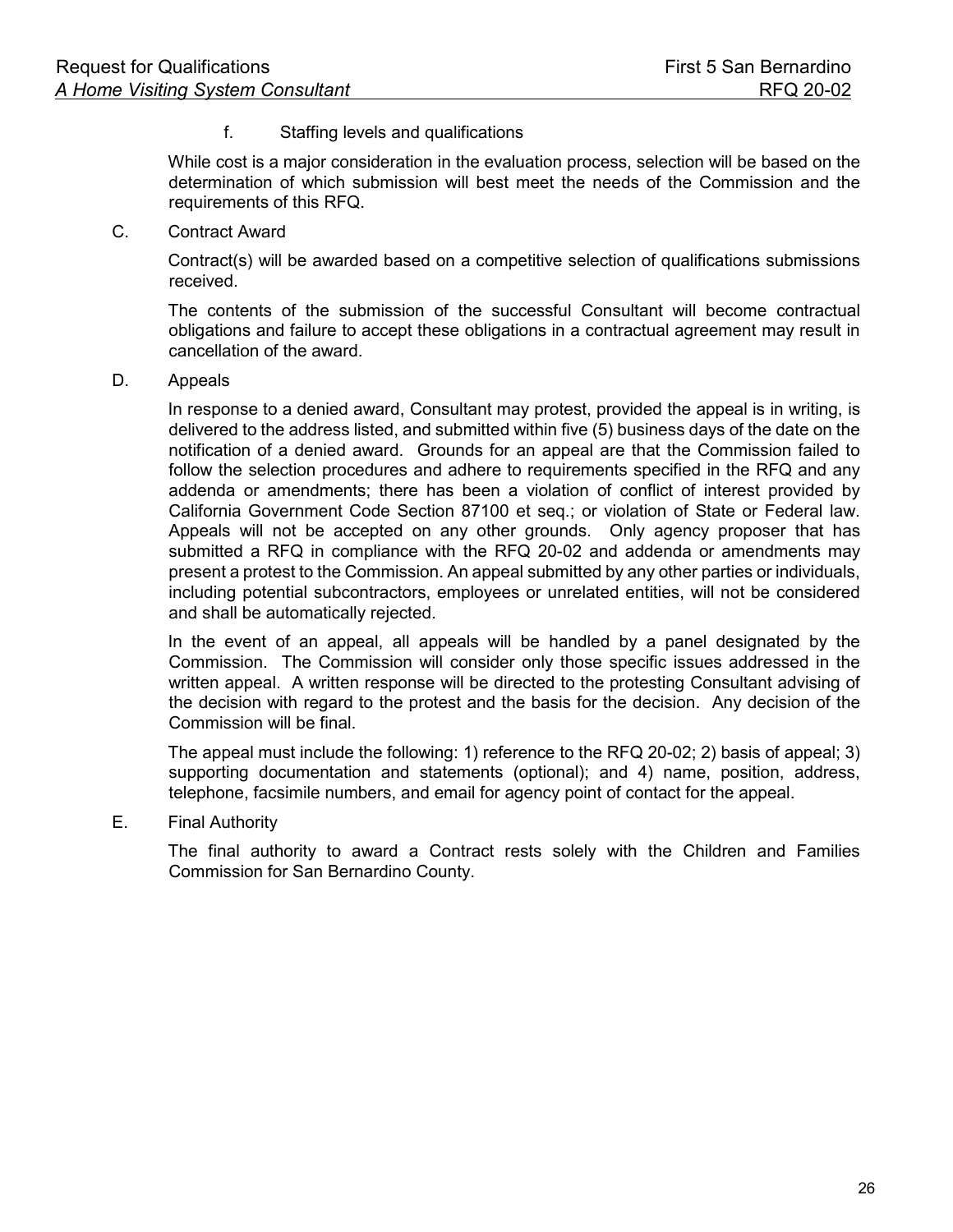f. Staffing levels and qualifications

While cost is a major consideration in the evaluation process, selection will be based on the determination of which submission will best meet the needs of the Commission and the requirements of this RFQ.

C. Contract Award

Contract(s) will be awarded based on a competitive selection of qualifications submissions received.

The contents of the submission of the successful Consultant will become contractual obligations and failure to accept these obligations in a contractual agreement may result in cancellation of the award.

D. Appeals

In response to a denied award, Consultant may protest, provided the appeal is in writing, is delivered to the address listed, and submitted within five (5) business days of the date on the notification of a denied award. Grounds for an appeal are that the Commission failed to follow the selection procedures and adhere to requirements specified in the RFQ and any addenda or amendments; there has been a violation of conflict of interest provided by California Government Code Section 87100 et seq.; or violation of State or Federal law. Appeals will not be accepted on any other grounds. Only agency proposer that has submitted a RFQ in compliance with the RFQ 20-02 and addenda or amendments may present a protest to the Commission. An appeal submitted by any other parties or individuals, including potential subcontractors, employees or unrelated entities, will not be considered and shall be automatically rejected.

In the event of an appeal, all appeals will be handled by a panel designated by the Commission. The Commission will consider only those specific issues addressed in the written appeal. A written response will be directed to the protesting Consultant advising of the decision with regard to the protest and the basis for the decision. Any decision of the Commission will be final.

The appeal must include the following: 1) reference to the RFQ 20-02; 2) basis of appeal; 3) supporting documentation and statements (optional); and 4) name, position, address, telephone, facsimile numbers, and email for agency point of contact for the appeal.

E. Final Authority

The final authority to award a Contract rests solely with the Children and Families Commission for San Bernardino County.